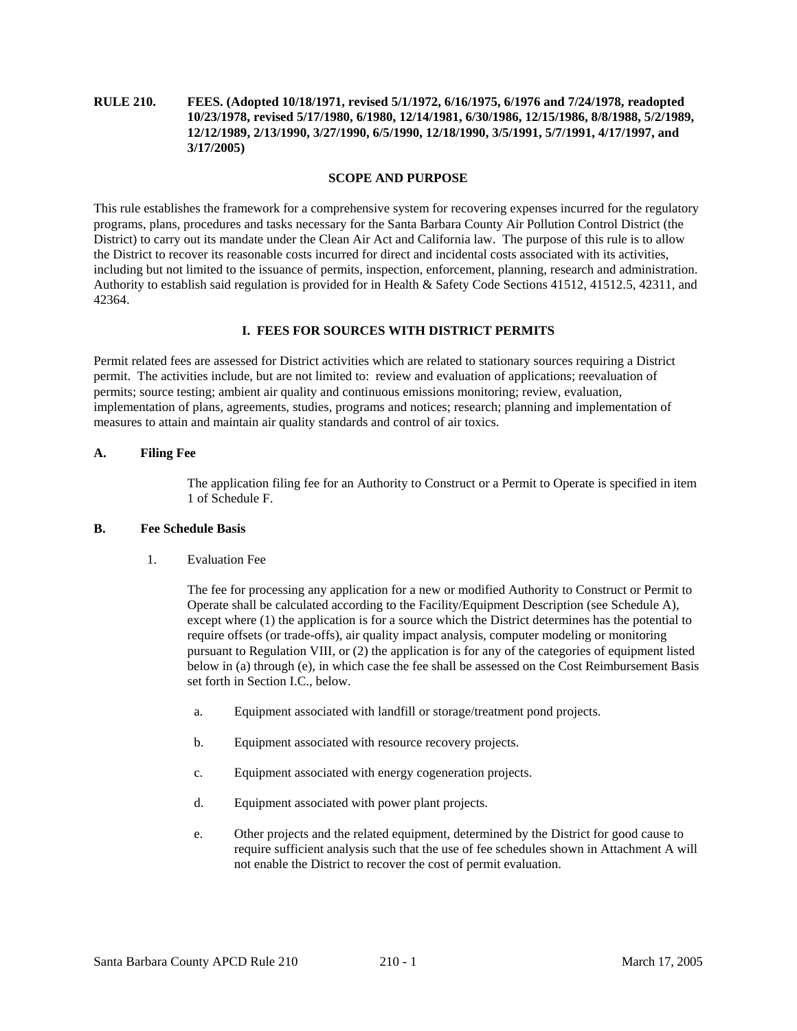# RULE 210. FEES. (Adopted 10/18/1971, revised 5/1/1972, 6/16/1975, 6/1976 and 7/24/1978, readopted 10/23/1978, revised 5/17/1980, 6/1980, 12/14/1981, 6/30/1986, 12/15/1986, 8/8/1988, 5/2/1989, 12/12/1989, 2/13/1990, 3/27/1990, 6/5/1990, 12/18/1990, 3/5/1991, 5/7/1991, 4/17/1997, and 3/17/2005)

## SCOPE AND PURPOSE

This rule establishes the framework for a comprehensive system for recovering expenses incurred for the regulatory programs, plans, procedures and tasks necessary for the Santa Barbara County Air Pollution Control District (the District) to carry out its mandate under the Clean Air Act and California law. The purpose of this rule is to allow the District to recover its reasonable costs incurred for direct and incidental costs associated with its activities, including but not limited to the issuance of permits, inspection, enforcement, planning, research and administration. Authority to establish said regulation is provided for in Health & Safety Code Sections 41512, 41512.5, 42311, and 42364.

## I. FEES FOR SOURCES WITH DISTRICT PERMITS

Permit related fees are assessed for District activities which are related to stationary sources requiring a District permit. The activities include, but are not limited to: review and evaluation of applications; reevaluation of permits; source testing; ambient air quality and continuous emissions monitoring; review, evaluation, implementation of plans, agreements, studies, programs and notices; research; planning and implementation of measures to attain and maintain air quality standards and control of air toxics.

### A. Filing Fee

The application filing fee for an Authority to Construct or a Permit to Operate is specified in item 1 of Schedule F.

### B. Fee Schedule Basis

1. Evaluation Fee

   The fee for processing any application for a new or modified Authority to Construct or Permit to Operate shall be calculated according to the Facility/Equipment Description (see Schedule A), except where (1) the application is for a source which the District determines has the potential to require offsets (or trade-offs), air quality impact analysis, computer modeling or monitoring pursuant to Regulation VIII, or (2) the application is for any of the categories of equipment listed below in (a) through (e), in which case the fee shall be assessed on the Cost Reimbursement Basis set forth in Section I.C., below.

   a. Equipment associated with landfill or storage/treatment pond projects.

   b. Equipment associated with resource recovery projects.

   c. Equipment associated with energy cogeneration projects.

   d. Equipment associated with power plant projects.

   e. Other projects and the related equipment, determined by the District for good cause to require sufficient analysis such that the use of fee schedules shown in Attachment A will not enable the District to recover the cost of permit evaluation.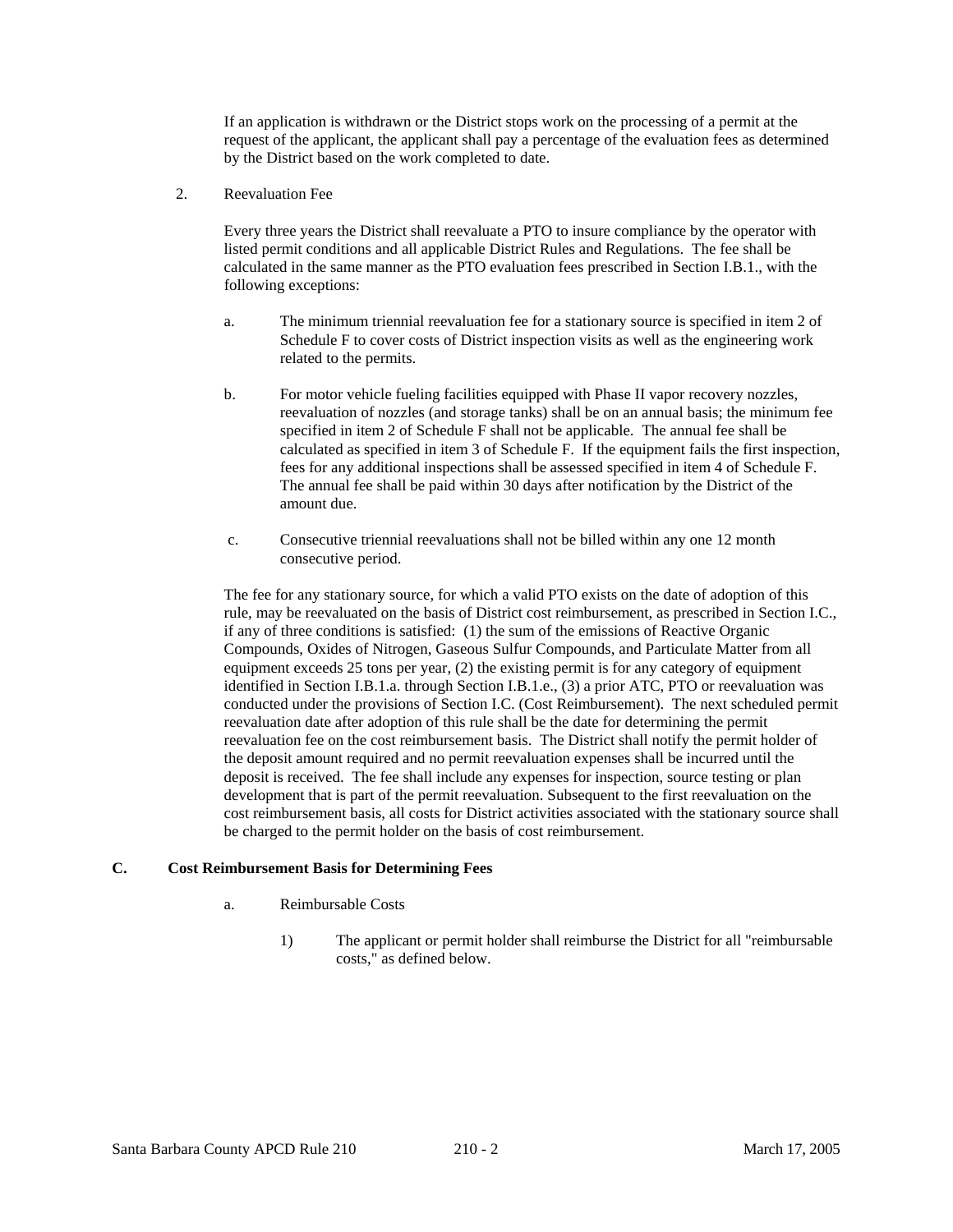If an application is withdrawn or the District stops work on the processing of a permit at the request of the applicant, the applicant shall pay a percentage of the evaluation fees as determined by the District based on the work completed to date.

2. Reevaluation Fee

Every three years the District shall reevaluate a PTO to insure compliance by the operator with listed permit conditions and all applicable District Rules and Regulations. The fee shall be calculated in the same manner as the PTO evaluation fees prescribed in Section I.B.1., with the following exceptions:

a. The minimum triennial reevaluation fee for a stationary source is specified in item 2 of Schedule F to cover costs of District inspection visits as well as the engineering work related to the permits.

b. For motor vehicle fueling facilities equipped with Phase II vapor recovery nozzles, reevaluation of nozzles (and storage tanks) shall be on an annual basis; the minimum fee specified in item 2 of Schedule F shall not be applicable. The annual fee shall be calculated as specified in item 3 of Schedule F. If the equipment fails the first inspection, fees for any additional inspections shall be assessed specified in item 4 of Schedule F. The annual fee shall be paid within 30 days after notification by the District of the amount due.

c. Consecutive triennial reevaluations shall not be billed within any one 12 month consecutive period.

The fee for any stationary source, for which a valid PTO exists on the date of adoption of this rule, may be reevaluated on the basis of District cost reimbursement, as prescribed in Section I.C., if any of three conditions is satisfied: (1) the sum of the emissions of Reactive Organic Compounds, Oxides of Nitrogen, Gaseous Sulfur Compounds, and Particulate Matter from all equipment exceeds 25 tons per year, (2) the existing permit is for any category of equipment identified in Section I.B.1.a. through Section I.B.1.e., (3) a prior ATC, PTO or reevaluation was conducted under the provisions of Section I.C. (Cost Reimbursement). The next scheduled permit reevaluation date after adoption of this rule shall be the date for determining the permit reevaluation fee on the cost reimbursement basis. The District shall notify the permit holder of the deposit amount required and no permit reevaluation expenses shall be incurred until the deposit is received. The fee shall include any expenses for inspection, source testing or plan development that is part of the permit reevaluation. Subsequent to the first reevaluation on the cost reimbursement basis, all costs for District activities associated with the stationary source shall be charged to the permit holder on the basis of cost reimbursement.

**C. Cost Reimbursement Basis for Determining Fees**

a. Reimbursable Costs

1) The applicant or permit holder shall reimburse the District for all "reimbursable costs," as defined below.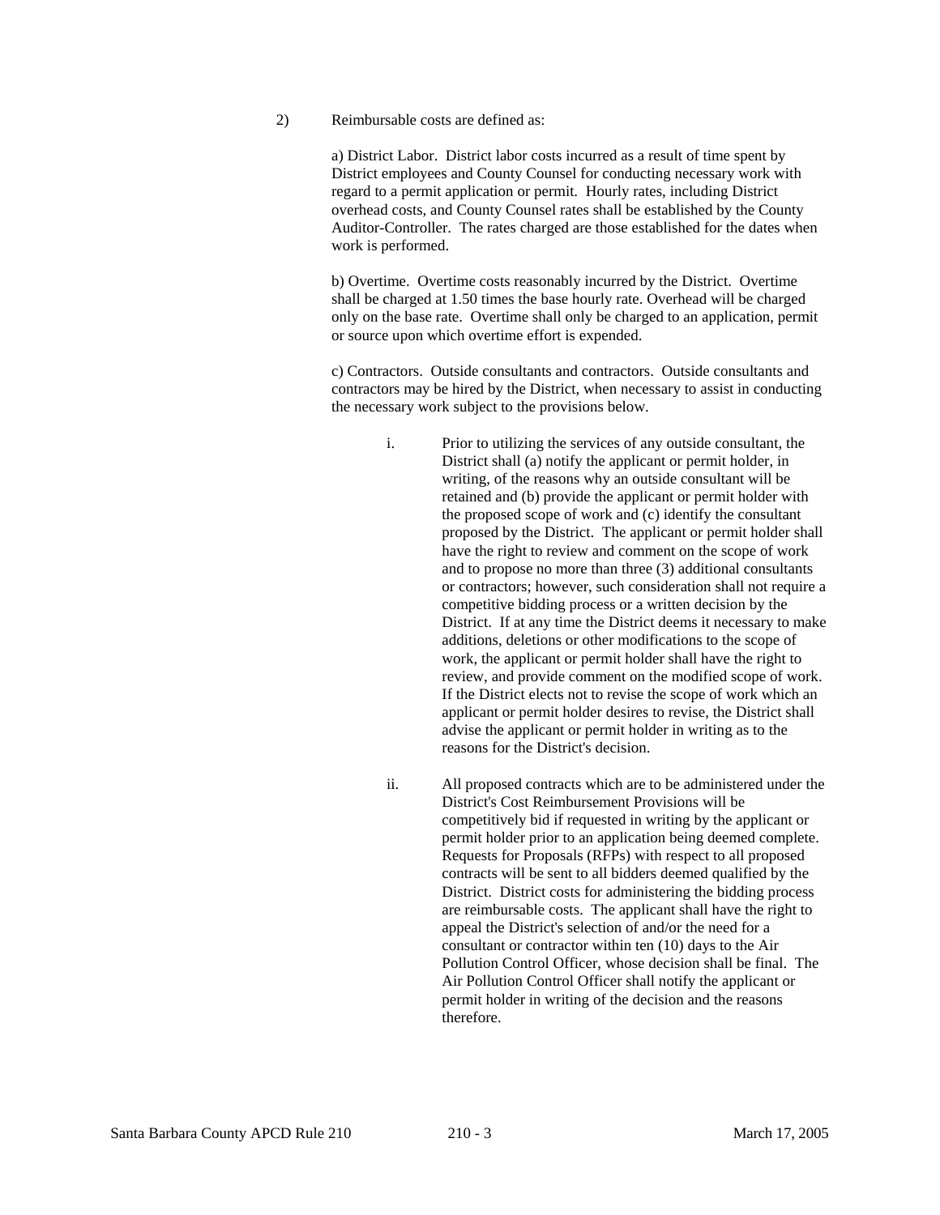2) Reimbursable costs are defined as:

a) District Labor. District labor costs incurred as a result of time spent by District employees and County Counsel for conducting necessary work with regard to a permit application or permit. Hourly rates, including District overhead costs, and County Counsel rates shall be established by the County Auditor-Controller. The rates charged are those established for the dates when work is performed.

b) Overtime. Overtime costs reasonably incurred by the District. Overtime shall be charged at 1.50 times the base hourly rate. Overhead will be charged only on the base rate. Overtime shall only be charged to an application, permit or source upon which overtime effort is expended.

c) Contractors. Outside consultants and contractors. Outside consultants and contractors may be hired by the District, when necessary to assist in conducting the necessary work subject to the provisions below.

i. Prior to utilizing the services of any outside consultant, the District shall (a) notify the applicant or permit holder, in writing, of the reasons why an outside consultant will be retained and (b) provide the applicant or permit holder with the proposed scope of work and (c) identify the consultant proposed by the District. The applicant or permit holder shall have the right to review and comment on the scope of work and to propose no more than three (3) additional consultants or contractors; however, such consideration shall not require a competitive bidding process or a written decision by the District. If at any time the District deems it necessary to make additions, deletions or other modifications to the scope of work, the applicant or permit holder shall have the right to review, and provide comment on the modified scope of work. If the District elects not to revise the scope of work which an applicant or permit holder desires to revise, the District shall advise the applicant or permit holder in writing as to the reasons for the District's decision.

ii. All proposed contracts which are to be administered under the District's Cost Reimbursement Provisions will be competitively bid if requested in writing by the applicant or permit holder prior to an application being deemed complete. Requests for Proposals (RFPs) with respect to all proposed contracts will be sent to all bidders deemed qualified by the District. District costs for administering the bidding process are reimbursable costs. The applicant shall have the right to appeal the District's selection of and/or the need for a consultant or contractor within ten (10) days to the Air Pollution Control Officer, whose decision shall be final. The Air Pollution Control Officer shall notify the applicant or permit holder in writing of the decision and the reasons therefore.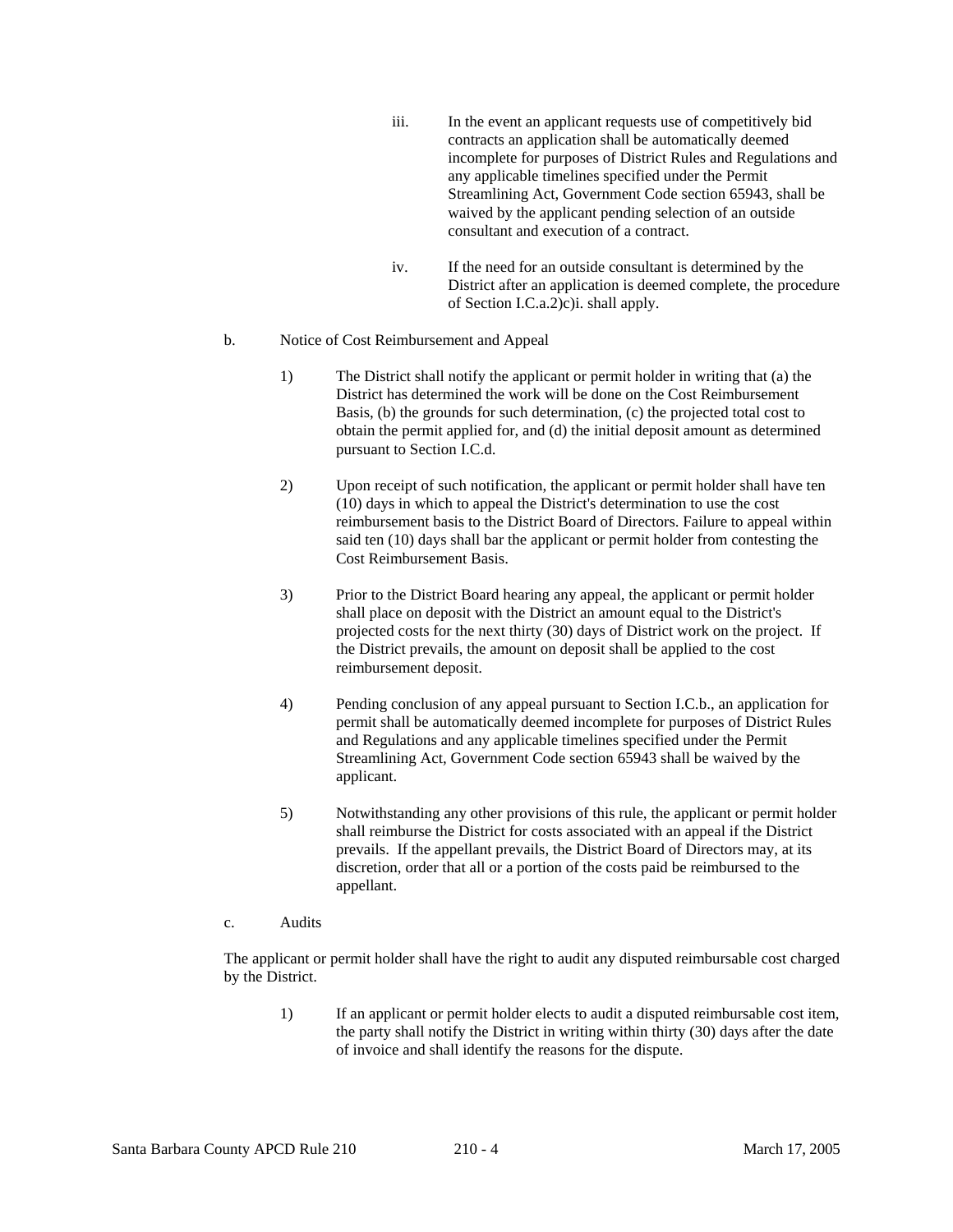iii. In the event an applicant requests use of competitively bid contracts an application shall be automatically deemed incomplete for purposes of District Rules and Regulations and any applicable timelines specified under the Permit Streamlining Act, Government Code section 65943, shall be waived by the applicant pending selection of an outside consultant and execution of a contract.

iv. If the need for an outside consultant is determined by the District after an application is deemed complete, the procedure of Section I.C.a.2)c)i. shall apply.

b. Notice of Cost Reimbursement and Appeal

1) The District shall notify the applicant or permit holder in writing that (a) the District has determined the work will be done on the Cost Reimbursement Basis, (b) the grounds for such determination, (c) the projected total cost to obtain the permit applied for, and (d) the initial deposit amount as determined pursuant to Section I.C.d.

2) Upon receipt of such notification, the applicant or permit holder shall have ten (10) days in which to appeal the District's determination to use the cost reimbursement basis to the District Board of Directors. Failure to appeal within said ten (10) days shall bar the applicant or permit holder from contesting the Cost Reimbursement Basis.

3) Prior to the District Board hearing any appeal, the applicant or permit holder shall place on deposit with the District an amount equal to the District's projected costs for the next thirty (30) days of District work on the project. If the District prevails, the amount on deposit shall be applied to the cost reimbursement deposit.

4) Pending conclusion of any appeal pursuant to Section I.C.b., an application for permit shall be automatically deemed incomplete for purposes of District Rules and Regulations and any applicable timelines specified under the Permit Streamlining Act, Government Code section 65943 shall be waived by the applicant.

5) Notwithstanding any other provisions of this rule, the applicant or permit holder shall reimburse the District for costs associated with an appeal if the District prevails. If the appellant prevails, the District Board of Directors may, at its discretion, order that all or a portion of the costs paid be reimbursed to the appellant.

c. Audits

The applicant or permit holder shall have the right to audit any disputed reimbursable cost charged by the District.

1) If an applicant or permit holder elects to audit a disputed reimbursable cost item, the party shall notify the District in writing within thirty (30) days after the date of invoice and shall identify the reasons for the dispute.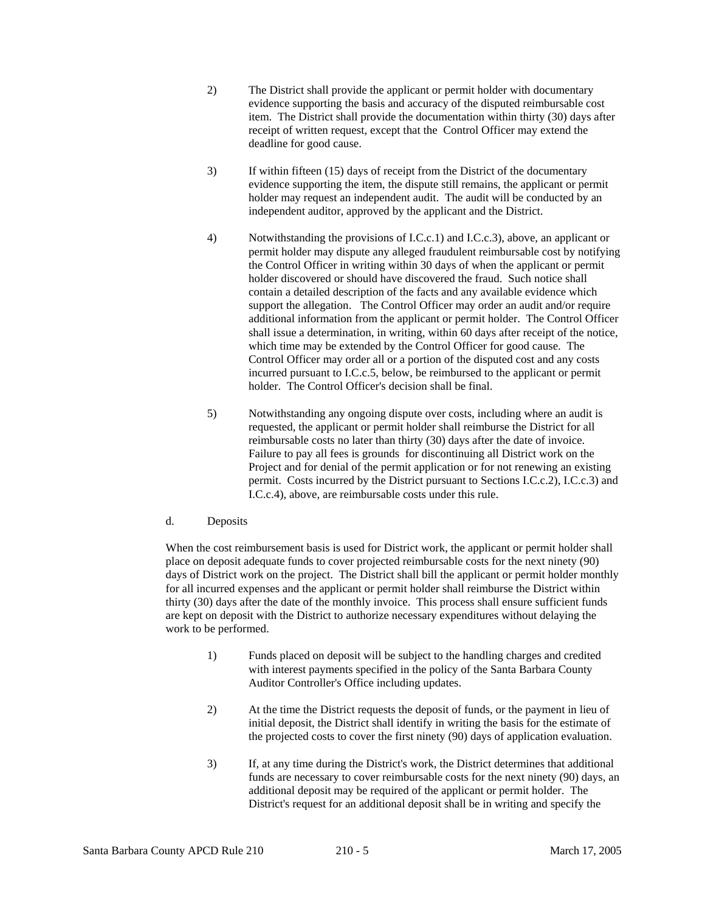2) The District shall provide the applicant or permit holder with documentary evidence supporting the basis and accuracy of the disputed reimbursable cost item. The District shall provide the documentation within thirty (30) days after receipt of written request, except that the Control Officer may extend the deadline for good cause.

3) If within fifteen (15) days of receipt from the District of the documentary evidence supporting the item, the dispute still remains, the applicant or permit holder may request an independent audit. The audit will be conducted by an independent auditor, approved by the applicant and the District.

4) Notwithstanding the provisions of I.C.c.1) and I.C.c.3), above, an applicant or permit holder may dispute any alleged fraudulent reimbursable cost by notifying the Control Officer in writing within 30 days of when the applicant or permit holder discovered or should have discovered the fraud. Such notice shall contain a detailed description of the facts and any available evidence which support the allegation. The Control Officer may order an audit and/or require additional information from the applicant or permit holder. The Control Officer shall issue a determination, in writing, within 60 days after receipt of the notice, which time may be extended by the Control Officer for good cause. The Control Officer may order all or a portion of the disputed cost and any costs incurred pursuant to I.C.c.5, below, be reimbursed to the applicant or permit holder. The Control Officer's decision shall be final.

5) Notwithstanding any ongoing dispute over costs, including where an audit is requested, the applicant or permit holder shall reimburse the District for all reimbursable costs no later than thirty (30) days after the date of invoice. Failure to pay all fees is grounds for discontinuing all District work on the Project and for denial of the permit application or for not renewing an existing permit. Costs incurred by the District pursuant to Sections I.C.c.2), I.C.c.3) and I.C.c.4), above, are reimbursable costs under this rule.

d. Deposits

When the cost reimbursement basis is used for District work, the applicant or permit holder shall place on deposit adequate funds to cover projected reimbursable costs for the next ninety (90) days of District work on the project. The District shall bill the applicant or permit holder monthly for all incurred expenses and the applicant or permit holder shall reimburse the District within thirty (30) days after the date of the monthly invoice. This process shall ensure sufficient funds are kept on deposit with the District to authorize necessary expenditures without delaying the work to be performed.

1) Funds placed on deposit will be subject to the handling charges and credited with interest payments specified in the policy of the Santa Barbara County Auditor Controller's Office including updates.

2) At the time the District requests the deposit of funds, or the payment in lieu of initial deposit, the District shall identify in writing the basis for the estimate of the projected costs to cover the first ninety (90) days of application evaluation.

3) If, at any time during the District's work, the District determines that additional funds are necessary to cover reimbursable costs for the next ninety (90) days, an additional deposit may be required of the applicant or permit holder. The District's request for an additional deposit shall be in writing and specify the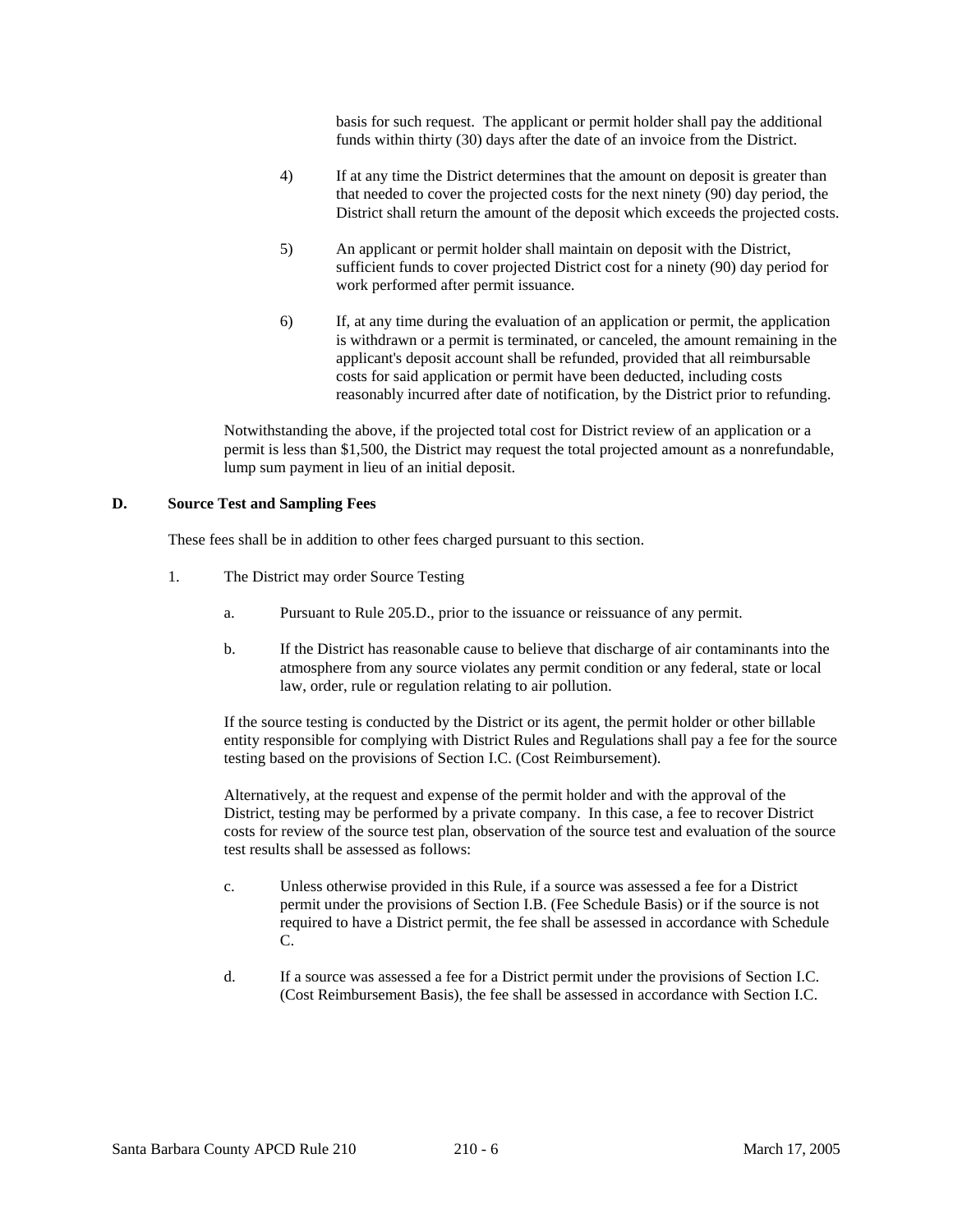basis for such request. The applicant or permit holder shall pay the additional funds within thirty (30) days after the date of an invoice from the District.

4) If at any time the District determines that the amount on deposit is greater than that needed to cover the projected costs for the next ninety (90) day period, the District shall return the amount of the deposit which exceeds the projected costs.

5) An applicant or permit holder shall maintain on deposit with the District, sufficient funds to cover projected District cost for a ninety (90) day period for work performed after permit issuance.

6) If, at any time during the evaluation of an application or permit, the application is withdrawn or a permit is terminated, or canceled, the amount remaining in the applicant's deposit account shall be refunded, provided that all reimbursable costs for said application or permit have been deducted, including costs reasonably incurred after date of notification, by the District prior to refunding.

Notwithstanding the above, if the projected total cost for District review of an application or a permit is less than $1,500, the District may request the total projected amount as a nonrefundable, lump sum payment in lieu of an initial deposit.

**D. Source Test and Sampling Fees**

These fees shall be in addition to other fees charged pursuant to this section.

1. The District may order Source Testing

   a. Pursuant to Rule 205.D., prior to the issuance or reissuance of any permit.

   b. If the District has reasonable cause to believe that discharge of air contaminants into the atmosphere from any source violates any permit condition or any federal, state or local law, order, rule or regulation relating to air pollution.

   If the source testing is conducted by the District or its agent, the permit holder or other billable entity responsible for complying with District Rules and Regulations shall pay a fee for the source testing based on the provisions of Section I.C. (Cost Reimbursement).

   Alternatively, at the request and expense of the permit holder and with the approval of the District, testing may be performed by a private company. In this case, a fee to recover District costs for review of the source test plan, observation of the source test and evaluation of the source test results shall be assessed as follows:

   c. Unless otherwise provided in this Rule, if a source was assessed a fee for a District permit under the provisions of Section I.B. (Fee Schedule Basis) or if the source is not required to have a District permit, the fee shall be assessed in accordance with Schedule C.

   d. If a source was assessed a fee for a District permit under the provisions of Section I.C. (Cost Reimbursement Basis), the fee shall be assessed in accordance with Section I.C.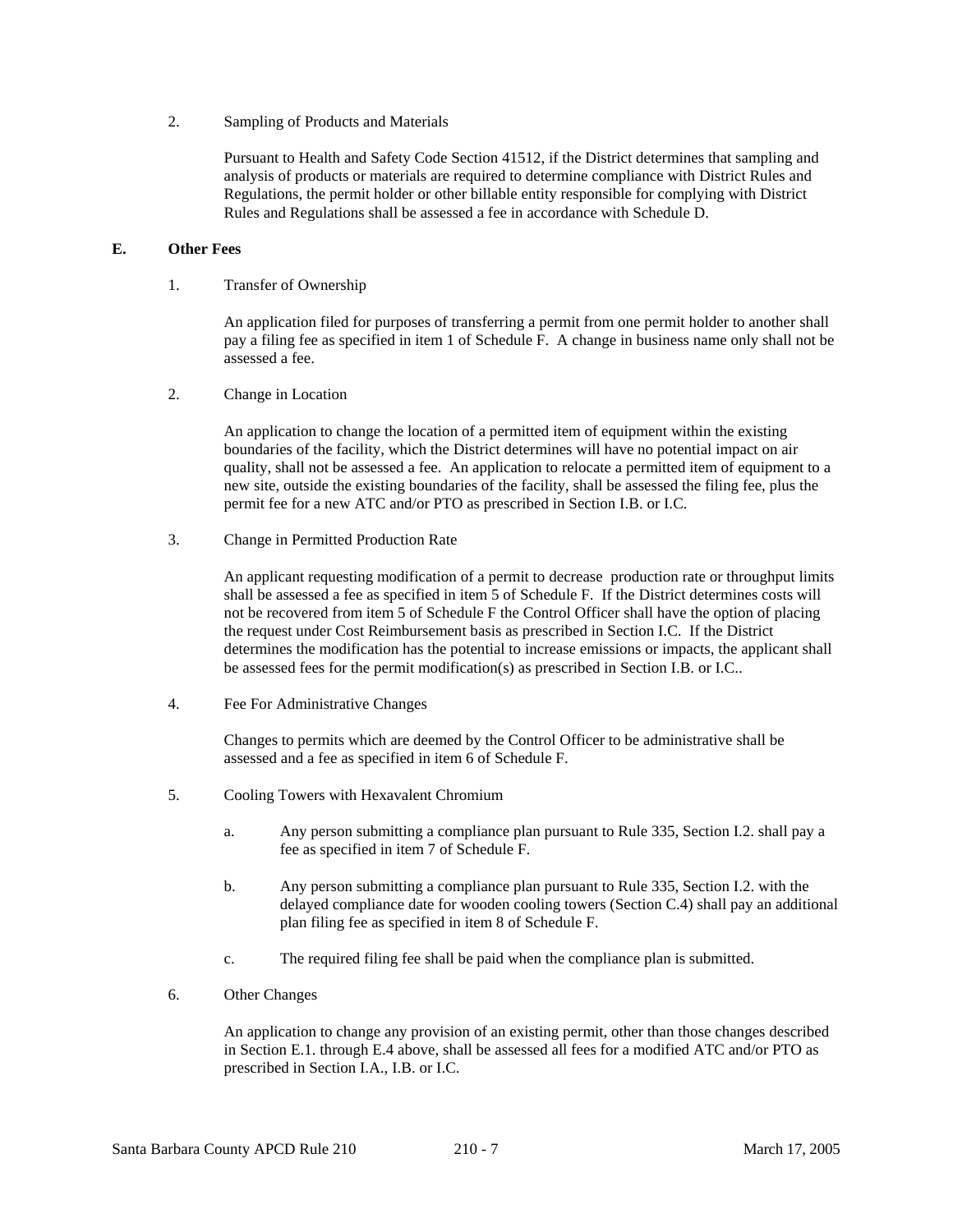2. Sampling of Products and Materials

   Pursuant to Health and Safety Code Section 41512, if the District determines that sampling and analysis of products or materials are required to determine compliance with District Rules and Regulations, the permit holder or other billable entity responsible for complying with District Rules and Regulations shall be assessed a fee in accordance with Schedule D.

**E. Other Fees**

1. Transfer of Ownership

   An application filed for purposes of transferring a permit from one permit holder to another shall pay a filing fee as specified in item 1 of Schedule F. A change in business name only shall not be assessed a fee.

2. Change in Location

   An application to change the location of a permitted item of equipment within the existing boundaries of the facility, which the District determines will have no potential impact on air quality, shall not be assessed a fee. An application to relocate a permitted item of equipment to a new site, outside the existing boundaries of the facility, shall be assessed the filing fee, plus the permit fee for a new ATC and/or PTO as prescribed in Section I.B. or I.C.

3. Change in Permitted Production Rate

   An applicant requesting modification of a permit to decrease production rate or throughput limits shall be assessed a fee as specified in item 5 of Schedule F. If the District determines costs will not be recovered from item 5 of Schedule F the Control Officer shall have the option of placing the request under Cost Reimbursement basis as prescribed in Section I.C. If the District determines the modification has the potential to increase emissions or impacts, the applicant shall be assessed fees for the permit modification(s) as prescribed in Section I.B. or I.C..

4. Fee For Administrative Changes

   Changes to permits which are deemed by the Control Officer to be administrative shall be assessed and a fee as specified in item 6 of Schedule F.

5. Cooling Towers with Hexavalent Chromium

   a. Any person submitting a compliance plan pursuant to Rule 335, Section I.2. shall pay a fee as specified in item 7 of Schedule F.

   b. Any person submitting a compliance plan pursuant to Rule 335, Section I.2. with the delayed compliance date for wooden cooling towers (Section C.4) shall pay an additional plan filing fee as specified in item 8 of Schedule F.

   c. The required filing fee shall be paid when the compliance plan is submitted.

6. Other Changes

   An application to change any provision of an existing permit, other than those changes described in Section E.1. through E.4 above, shall be assessed all fees for a modified ATC and/or PTO as prescribed in Section I.A., I.B. or I.C.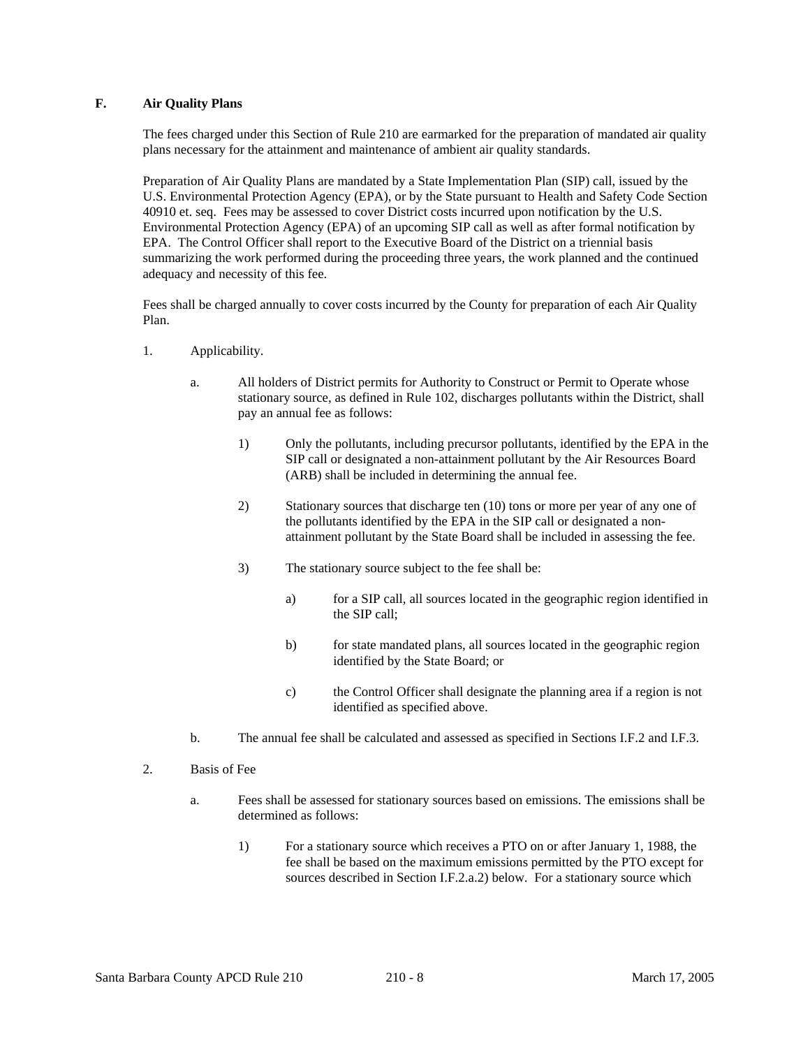**F. Air Quality Plans**

The fees charged under this Section of Rule 210 are earmarked for the preparation of mandated air quality plans necessary for the attainment and maintenance of ambient air quality standards.

Preparation of Air Quality Plans are mandated by a State Implementation Plan (SIP) call, issued by the U.S. Environmental Protection Agency (EPA), or by the State pursuant to Health and Safety Code Section 40910 et. seq. Fees may be assessed to cover District costs incurred upon notification by the U.S. Environmental Protection Agency (EPA) of an upcoming SIP call as well as after formal notification by EPA. The Control Officer shall report to the Executive Board of the District on a triennial basis summarizing the work performed during the proceeding three years, the work planned and the continued adequacy and necessity of this fee.

Fees shall be charged annually to cover costs incurred by the County for preparation of each Air Quality Plan.

1. Applicability.

   a. All holders of District permits for Authority to Construct or Permit to Operate whose stationary source, as defined in Rule 102, discharges pollutants within the District, shall pay an annual fee as follows:

      1) Only the pollutants, including precursor pollutants, identified by the EPA in the SIP call or designated a non-attainment pollutant by the Air Resources Board (ARB) shall be included in determining the annual fee.

      2) Stationary sources that discharge ten (10) tons or more per year of any one of the pollutants identified by the EPA in the SIP call or designated a non-attainment pollutant by the State Board shall be included in assessing the fee.

      3) The stationary source subject to the fee shall be:

         a) for a SIP call, all sources located in the geographic region identified in the SIP call;

         b) for state mandated plans, all sources located in the geographic region identified by the State Board; or

         c) the Control Officer shall designate the planning area if a region is not identified as specified above.

   b. The annual fee shall be calculated and assessed as specified in Sections I.F.2 and I.F.3.

2. Basis of Fee

   a. Fees shall be assessed for stationary sources based on emissions. The emissions shall be determined as follows:

      1) For a stationary source which receives a PTO on or after January 1, 1988, the fee shall be based on the maximum emissions permitted by the PTO except for sources described in Section I.F.2.a.2) below. For a stationary source which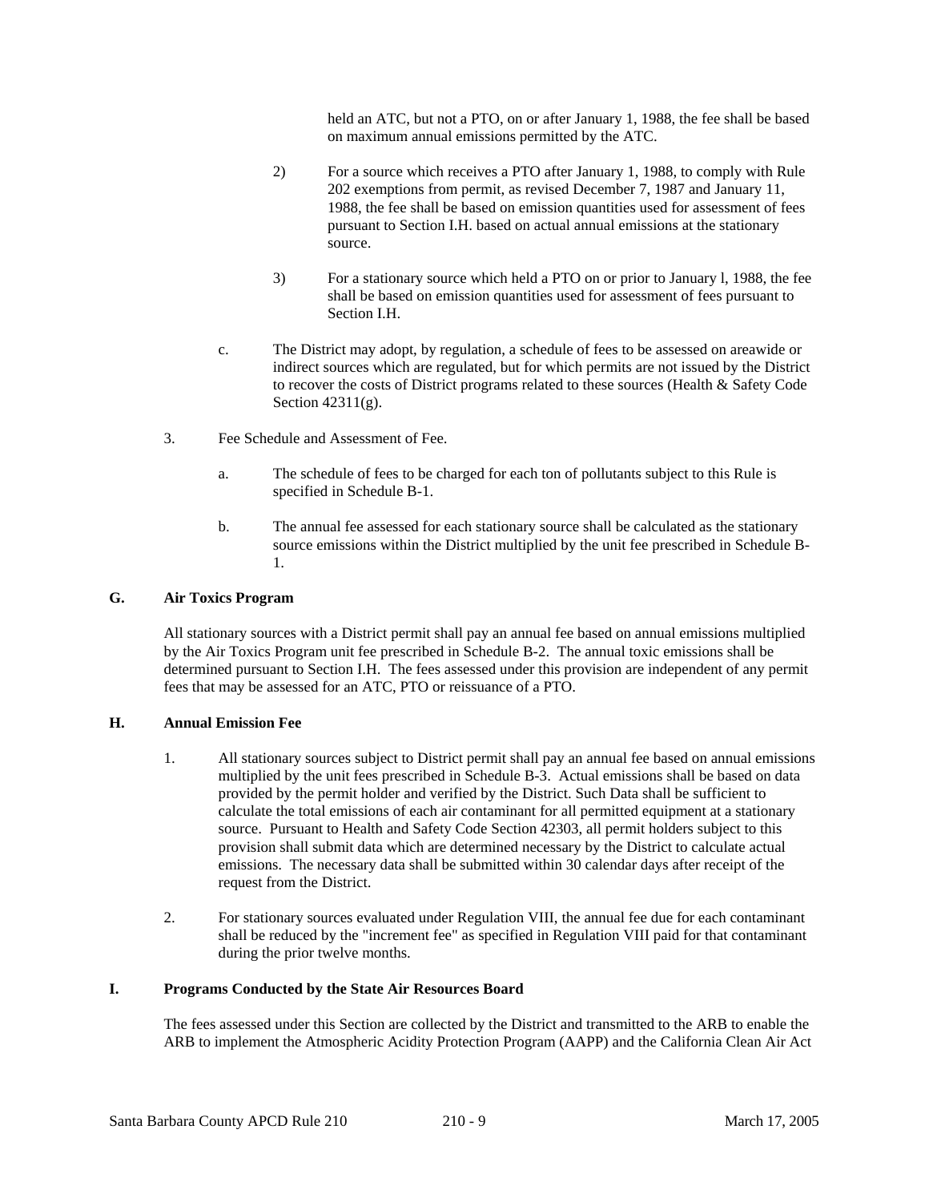held an ATC, but not a PTO, on or after January 1, 1988, the fee shall be based on maximum annual emissions permitted by the ATC.

2) For a source which receives a PTO after January 1, 1988, to comply with Rule 202 exemptions from permit, as revised December 7, 1987 and January 11, 1988, the fee shall be based on emission quantities used for assessment of fees pursuant to Section I.H. based on actual annual emissions at the stationary source.

3) For a stationary source which held a PTO on or prior to January l, 1988, the fee shall be based on emission quantities used for assessment of fees pursuant to Section I.H.

c. The District may adopt, by regulation, a schedule of fees to be assessed on areawide or indirect sources which are regulated, but for which permits are not issued by the District to recover the costs of District programs related to these sources (Health & Safety Code Section 42311(g).

3. Fee Schedule and Assessment of Fee.

a. The schedule of fees to be charged for each ton of pollutants subject to this Rule is specified in Schedule B-1.

b. The annual fee assessed for each stationary source shall be calculated as the stationary source emissions within the District multiplied by the unit fee prescribed in Schedule B-1.

**G. Air Toxics Program**

All stationary sources with a District permit shall pay an annual fee based on annual emissions multiplied by the Air Toxics Program unit fee prescribed in Schedule B-2. The annual toxic emissions shall be determined pursuant to Section I.H. The fees assessed under this provision are independent of any permit fees that may be assessed for an ATC, PTO or reissuance of a PTO.

**H. Annual Emission Fee**

1. All stationary sources subject to District permit shall pay an annual fee based on annual emissions multiplied by the unit fees prescribed in Schedule B-3. Actual emissions shall be based on data provided by the permit holder and verified by the District. Such Data shall be sufficient to calculate the total emissions of each air contaminant for all permitted equipment at a stationary source. Pursuant to Health and Safety Code Section 42303, all permit holders subject to this provision shall submit data which are determined necessary by the District to calculate actual emissions. The necessary data shall be submitted within 30 calendar days after receipt of the request from the District.

2. For stationary sources evaluated under Regulation VIII, the annual fee due for each contaminant shall be reduced by the "increment fee" as specified in Regulation VIII paid for that contaminant during the prior twelve months.

**I. Programs Conducted by the State Air Resources Board**

The fees assessed under this Section are collected by the District and transmitted to the ARB to enable the ARB to implement the Atmospheric Acidity Protection Program (AAPP) and the California Clean Air Act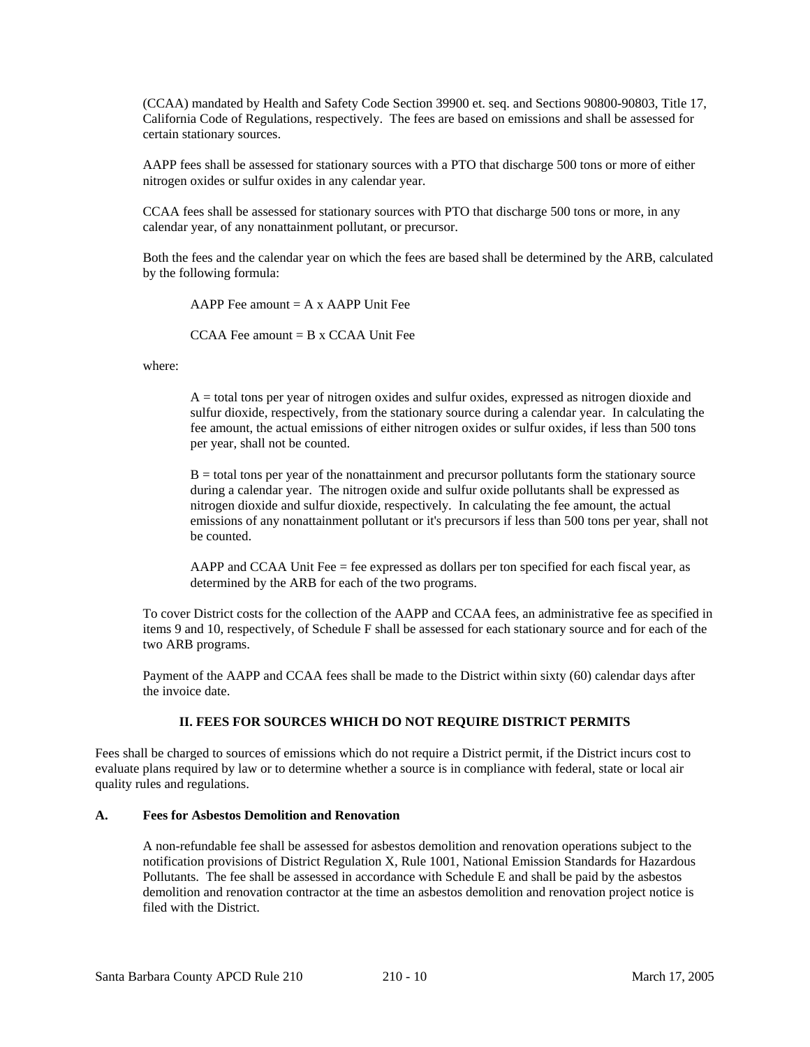(CCAA) mandated by Health and Safety Code Section 39900 et. seq. and Sections 90800-90803, Title 17, California Code of Regulations, respectively. The fees are based on emissions and shall be assessed for certain stationary sources.

AAPP fees shall be assessed for stationary sources with a PTO that discharge 500 tons or more of either nitrogen oxides or sulfur oxides in any calendar year.

CCAA fees shall be assessed for stationary sources with PTO that discharge 500 tons or more, in any calendar year, of any nonattainment pollutant, or precursor.

Both the fees and the calendar year on which the fees are based shall be determined by the ARB, calculated by the following formula:

AAPP Fee amount = A x AAPP Unit Fee

CCAA Fee amount = B x CCAA Unit Fee

where:

A = total tons per year of nitrogen oxides and sulfur oxides, expressed as nitrogen dioxide and sulfur dioxide, respectively, from the stationary source during a calendar year. In calculating the fee amount, the actual emissions of either nitrogen oxides or sulfur oxides, if less than 500 tons per year, shall not be counted.

B = total tons per year of the nonattainment and precursor pollutants form the stationary source during a calendar year. The nitrogen oxide and sulfur oxide pollutants shall be expressed as nitrogen dioxide and sulfur dioxide, respectively. In calculating the fee amount, the actual emissions of any nonattainment pollutant or it's precursors if less than 500 tons per year, shall not be counted.

AAPP and CCAA Unit Fee = fee expressed as dollars per ton specified for each fiscal year, as determined by the ARB for each of the two programs.

To cover District costs for the collection of the AAPP and CCAA fees, an administrative fee as specified in items 9 and 10, respectively, of Schedule F shall be assessed for each stationary source and for each of the two ARB programs.

Payment of the AAPP and CCAA fees shall be made to the District within sixty (60) calendar days after the invoice date.

## II. FEES FOR SOURCES WHICH DO NOT REQUIRE DISTRICT PERMITS

Fees shall be charged to sources of emissions which do not require a District permit, if the District incurs cost to evaluate plans required by law or to determine whether a source is in compliance with federal, state or local air quality rules and regulations.

### A. Fees for Asbestos Demolition and Renovation

A non-refundable fee shall be assessed for asbestos demolition and renovation operations subject to the notification provisions of District Regulation X, Rule 1001, National Emission Standards for Hazardous Pollutants. The fee shall be assessed in accordance with Schedule E and shall be paid by the asbestos demolition and renovation contractor at the time an asbestos demolition and renovation project notice is filed with the District.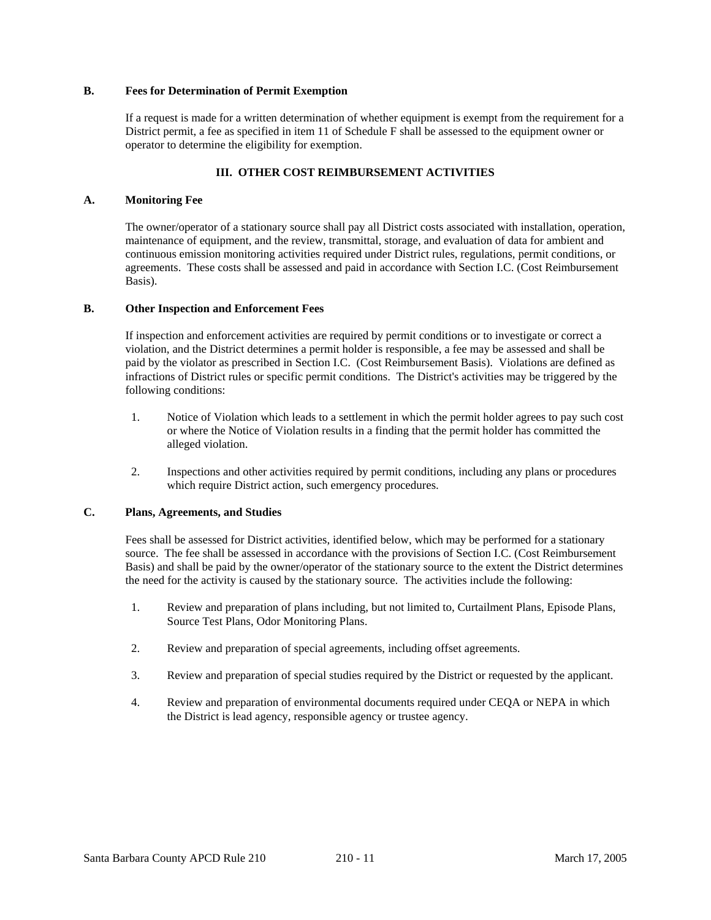**B. Fees for Determination of Permit Exemption**

If a request is made for a written determination of whether equipment is exempt from the requirement for a District permit, a fee as specified in item 11 of Schedule F shall be assessed to the equipment owner or operator to determine the eligibility for exemption.

## III. OTHER COST REIMBURSEMENT ACTIVITIES

**A. Monitoring Fee**

The owner/operator of a stationary source shall pay all District costs associated with installation, operation, maintenance of equipment, and the review, transmittal, storage, and evaluation of data for ambient and continuous emission monitoring activities required under District rules, regulations, permit conditions, or agreements. These costs shall be assessed and paid in accordance with Section I.C. (Cost Reimbursement Basis).

**B. Other Inspection and Enforcement Fees**

If inspection and enforcement activities are required by permit conditions or to investigate or correct a violation, and the District determines a permit holder is responsible, a fee may be assessed and shall be paid by the violator as prescribed in Section I.C. (Cost Reimbursement Basis). Violations are defined as infractions of District rules or specific permit conditions. The District's activities may be triggered by the following conditions:

1. Notice of Violation which leads to a settlement in which the permit holder agrees to pay such cost or where the Notice of Violation results in a finding that the permit holder has committed the alleged violation.

2. Inspections and other activities required by permit conditions, including any plans or procedures which require District action, such emergency procedures.

**C. Plans, Agreements, and Studies**

Fees shall be assessed for District activities, identified below, which may be performed for a stationary source. The fee shall be assessed in accordance with the provisions of Section I.C. (Cost Reimbursement Basis) and shall be paid by the owner/operator of the stationary source to the extent the District determines the need for the activity is caused by the stationary source. The activities include the following:

1. Review and preparation of plans including, but not limited to, Curtailment Plans, Episode Plans, Source Test Plans, Odor Monitoring Plans.

2. Review and preparation of special agreements, including offset agreements.

3. Review and preparation of special studies required by the District or requested by the applicant.

4. Review and preparation of environmental documents required under CEQA or NEPA in which the District is lead agency, responsible agency or trustee agency.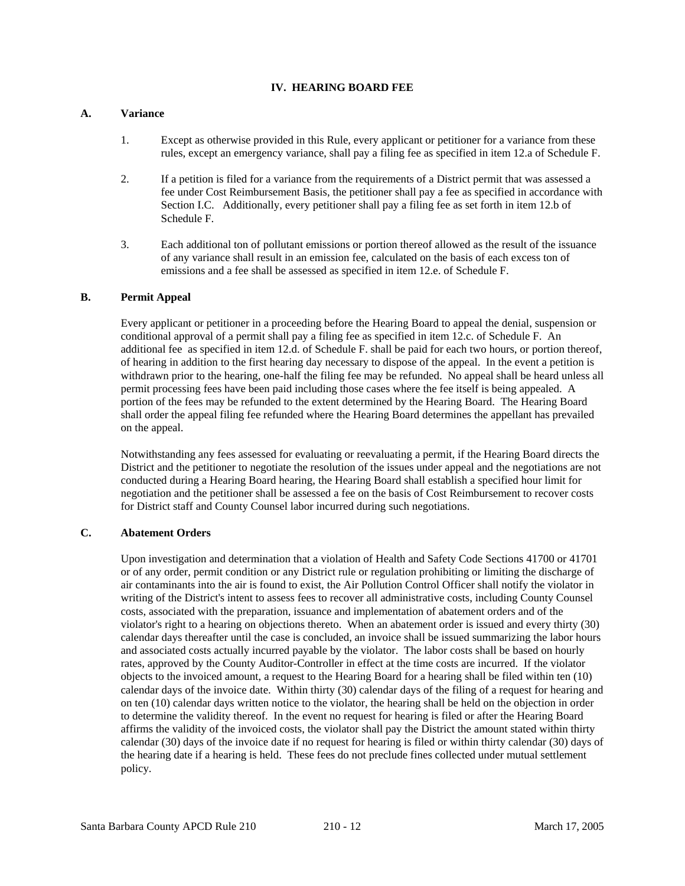## IV. HEARING BOARD FEE

### A. Variance

1. Except as otherwise provided in this Rule, every applicant or petitioner for a variance from these rules, except an emergency variance, shall pay a filing fee as specified in item 12.a of Schedule F.

2. If a petition is filed for a variance from the requirements of a District permit that was assessed a fee under Cost Reimbursement Basis, the petitioner shall pay a fee as specified in accordance with Section I.C. Additionally, every petitioner shall pay a filing fee as set forth in item 12.b of Schedule F.

3. Each additional ton of pollutant emissions or portion thereof allowed as the result of the issuance of any variance shall result in an emission fee, calculated on the basis of each excess ton of emissions and a fee shall be assessed as specified in item 12.e. of Schedule F.

### B. Permit Appeal

Every applicant or petitioner in a proceeding before the Hearing Board to appeal the denial, suspension or conditional approval of a permit shall pay a filing fee as specified in item 12.c. of Schedule F. An additional fee as specified in item 12.d. of Schedule F. shall be paid for each two hours, or portion thereof, of hearing in addition to the first hearing day necessary to dispose of the appeal. In the event a petition is withdrawn prior to the hearing, one-half the filing fee may be refunded. No appeal shall be heard unless all permit processing fees have been paid including those cases where the fee itself is being appealed. A portion of the fees may be refunded to the extent determined by the Hearing Board. The Hearing Board shall order the appeal filing fee refunded where the Hearing Board determines the appellant has prevailed on the appeal.

Notwithstanding any fees assessed for evaluating or reevaluating a permit, if the Hearing Board directs the District and the petitioner to negotiate the resolution of the issues under appeal and the negotiations are not conducted during a Hearing Board hearing, the Hearing Board shall establish a specified hour limit for negotiation and the petitioner shall be assessed a fee on the basis of Cost Reimbursement to recover costs for District staff and County Counsel labor incurred during such negotiations.

### C. Abatement Orders

Upon investigation and determination that a violation of Health and Safety Code Sections 41700 or 41701 or of any order, permit condition or any District rule or regulation prohibiting or limiting the discharge of air contaminants into the air is found to exist, the Air Pollution Control Officer shall notify the violator in writing of the District's intent to assess fees to recover all administrative costs, including County Counsel costs, associated with the preparation, issuance and implementation of abatement orders and of the violator's right to a hearing on objections thereto. When an abatement order is issued and every thirty (30) calendar days thereafter until the case is concluded, an invoice shall be issued summarizing the labor hours and associated costs actually incurred payable by the violator. The labor costs shall be based on hourly rates, approved by the County Auditor-Controller in effect at the time costs are incurred. If the violator objects to the invoiced amount, a request to the Hearing Board for a hearing shall be filed within ten (10) calendar days of the invoice date. Within thirty (30) calendar days of the filing of a request for hearing and on ten (10) calendar days written notice to the violator, the hearing shall be held on the objection in order to determine the validity thereof. In the event no request for hearing is filed or after the Hearing Board affirms the validity of the invoiced costs, the violator shall pay the District the amount stated within thirty calendar (30) days of the invoice date if no request for hearing is filed or within thirty calendar (30) days of the hearing date if a hearing is held. These fees do not preclude fines collected under mutual settlement policy.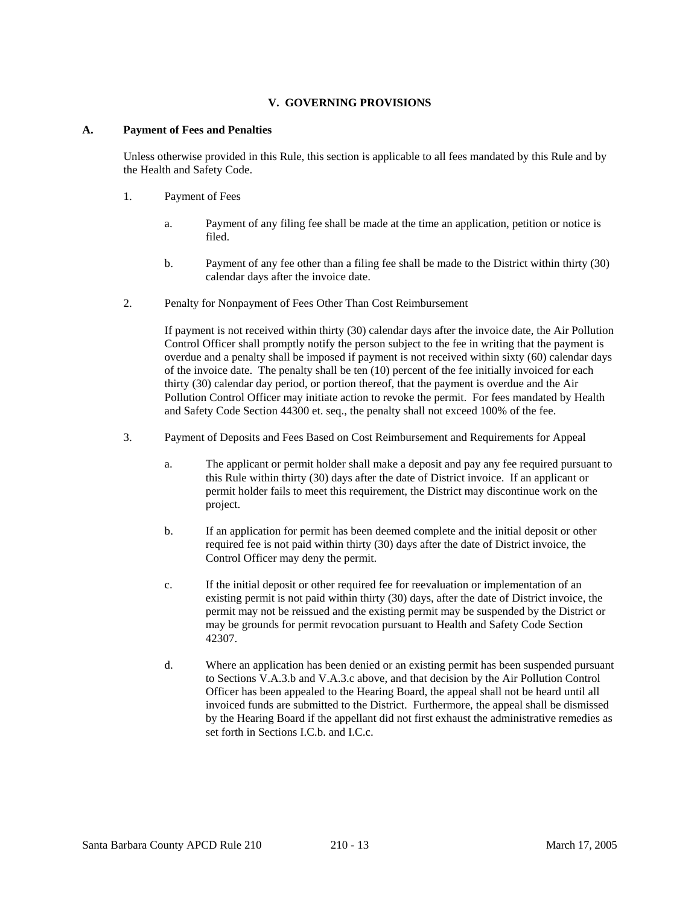## V. GOVERNING PROVISIONS

### A. Payment of Fees and Penalties

Unless otherwise provided in this Rule, this section is applicable to all fees mandated by this Rule and by the Health and Safety Code.

1. Payment of Fees

   a. Payment of any filing fee shall be made at the time an application, petition or notice is filed.

   b. Payment of any fee other than a filing fee shall be made to the District within thirty (30) calendar days after the invoice date.

2. Penalty for Nonpayment of Fees Other Than Cost Reimbursement

   If payment is not received within thirty (30) calendar days after the invoice date, the Air Pollution Control Officer shall promptly notify the person subject to the fee in writing that the payment is overdue and a penalty shall be imposed if payment is not received within sixty (60) calendar days of the invoice date. The penalty shall be ten (10) percent of the fee initially invoiced for each thirty (30) calendar day period, or portion thereof, that the payment is overdue and the Air Pollution Control Officer may initiate action to revoke the permit. For fees mandated by Health and Safety Code Section 44300 et. seq., the penalty shall not exceed 100% of the fee.

3. Payment of Deposits and Fees Based on Cost Reimbursement and Requirements for Appeal

   a. The applicant or permit holder shall make a deposit and pay any fee required pursuant to this Rule within thirty (30) days after the date of District invoice. If an applicant or permit holder fails to meet this requirement, the District may discontinue work on the project.

   b. If an application for permit has been deemed complete and the initial deposit or other required fee is not paid within thirty (30) days after the date of District invoice, the Control Officer may deny the permit.

   c. If the initial deposit or other required fee for reevaluation or implementation of an existing permit is not paid within thirty (30) days, after the date of District invoice, the permit may not be reissued and the existing permit may be suspended by the District or may be grounds for permit revocation pursuant to Health and Safety Code Section 42307.

   d. Where an application has been denied or an existing permit has been suspended pursuant to Sections V.A.3.b and V.A.3.c above, and that decision by the Air Pollution Control Officer has been appealed to the Hearing Board, the appeal shall not be heard until all invoiced funds are submitted to the District. Furthermore, the appeal shall be dismissed by the Hearing Board if the appellant did not first exhaust the administrative remedies as set forth in Sections I.C.b. and I.C.c.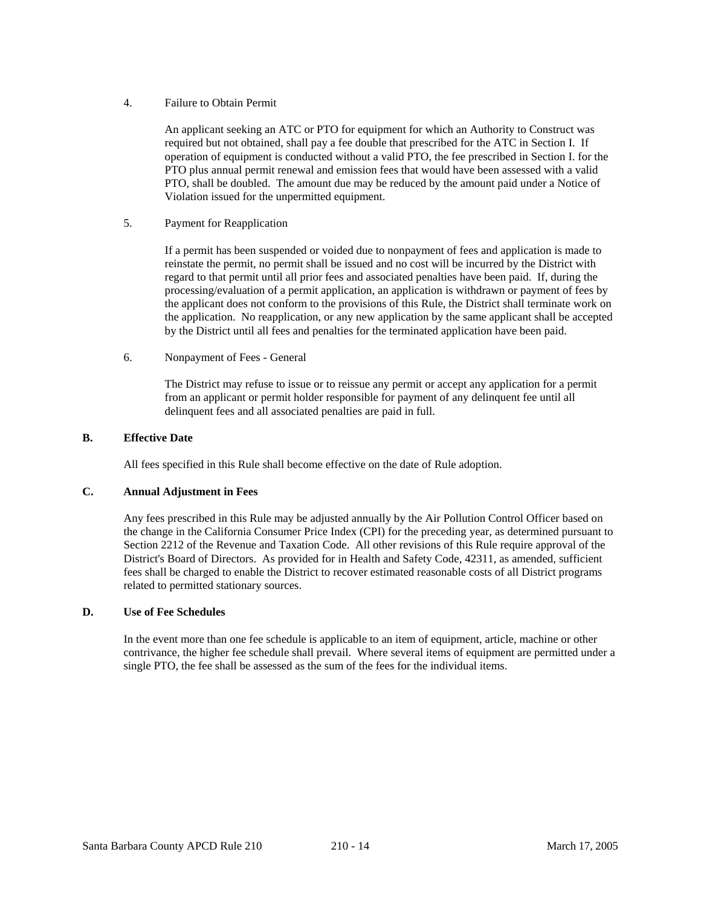4. Failure to Obtain Permit

   An applicant seeking an ATC or PTO for equipment for which an Authority to Construct was required but not obtained, shall pay a fee double that prescribed for the ATC in Section I. If operation of equipment is conducted without a valid PTO, the fee prescribed in Section I. for the PTO plus annual permit renewal and emission fees that would have been assessed with a valid PTO, shall be doubled. The amount due may be reduced by the amount paid under a Notice of Violation issued for the unpermitted equipment.

5. Payment for Reapplication

   If a permit has been suspended or voided due to nonpayment of fees and application is made to reinstate the permit, no permit shall be issued and no cost will be incurred by the District with regard to that permit until all prior fees and associated penalties have been paid. If, during the processing/evaluation of a permit application, an application is withdrawn or payment of fees by the applicant does not conform to the provisions of this Rule, the District shall terminate work on the application. No reapplication, or any new application by the same applicant shall be accepted by the District until all fees and penalties for the terminated application have been paid.

6. Nonpayment of Fees - General

   The District may refuse to issue or to reissue any permit or accept any application for a permit from an applicant or permit holder responsible for payment of any delinquent fee until all delinquent fees and all associated penalties are paid in full.

**B. Effective Date**

All fees specified in this Rule shall become effective on the date of Rule adoption.

**C. Annual Adjustment in Fees**

Any fees prescribed in this Rule may be adjusted annually by the Air Pollution Control Officer based on the change in the California Consumer Price Index (CPI) for the preceding year, as determined pursuant to Section 2212 of the Revenue and Taxation Code. All other revisions of this Rule require approval of the District's Board of Directors. As provided for in Health and Safety Code, 42311, as amended, sufficient fees shall be charged to enable the District to recover estimated reasonable costs of all District programs related to permitted stationary sources.

**D. Use of Fee Schedules**

In the event more than one fee schedule is applicable to an item of equipment, article, machine or other contrivance, the higher fee schedule shall prevail. Where several items of equipment are permitted under a single PTO, the fee shall be assessed as the sum of the fees for the individual items.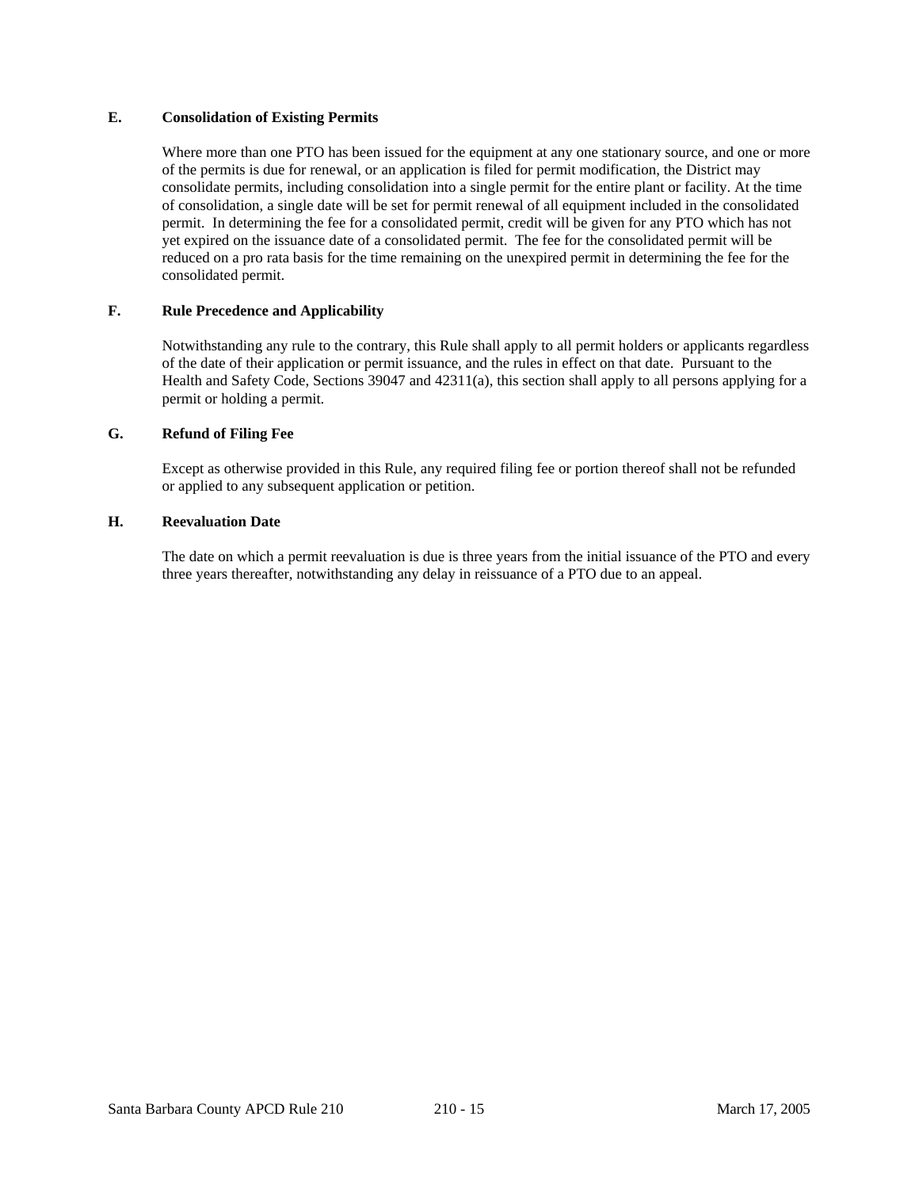**E. Consolidation of Existing Permits**

Where more than one PTO has been issued for the equipment at any one stationary source, and one or more of the permits is due for renewal, or an application is filed for permit modification, the District may consolidate permits, including consolidation into a single permit for the entire plant or facility. At the time of consolidation, a single date will be set for permit renewal of all equipment included in the consolidated permit. In determining the fee for a consolidated permit, credit will be given for any PTO which has not yet expired on the issuance date of a consolidated permit. The fee for the consolidated permit will be reduced on a pro rata basis for the time remaining on the unexpired permit in determining the fee for the consolidated permit.

**F. Rule Precedence and Applicability**

Notwithstanding any rule to the contrary, this Rule shall apply to all permit holders or applicants regardless of the date of their application or permit issuance, and the rules in effect on that date. Pursuant to the Health and Safety Code, Sections 39047 and 42311(a), this section shall apply to all persons applying for a permit or holding a permit.

**G. Refund of Filing Fee**

Except as otherwise provided in this Rule, any required filing fee or portion thereof shall not be refunded or applied to any subsequent application or petition.

**H. Reevaluation Date**

The date on which a permit reevaluation is due is three years from the initial issuance of the PTO and every three years thereafter, notwithstanding any delay in reissuance of a PTO due to an appeal.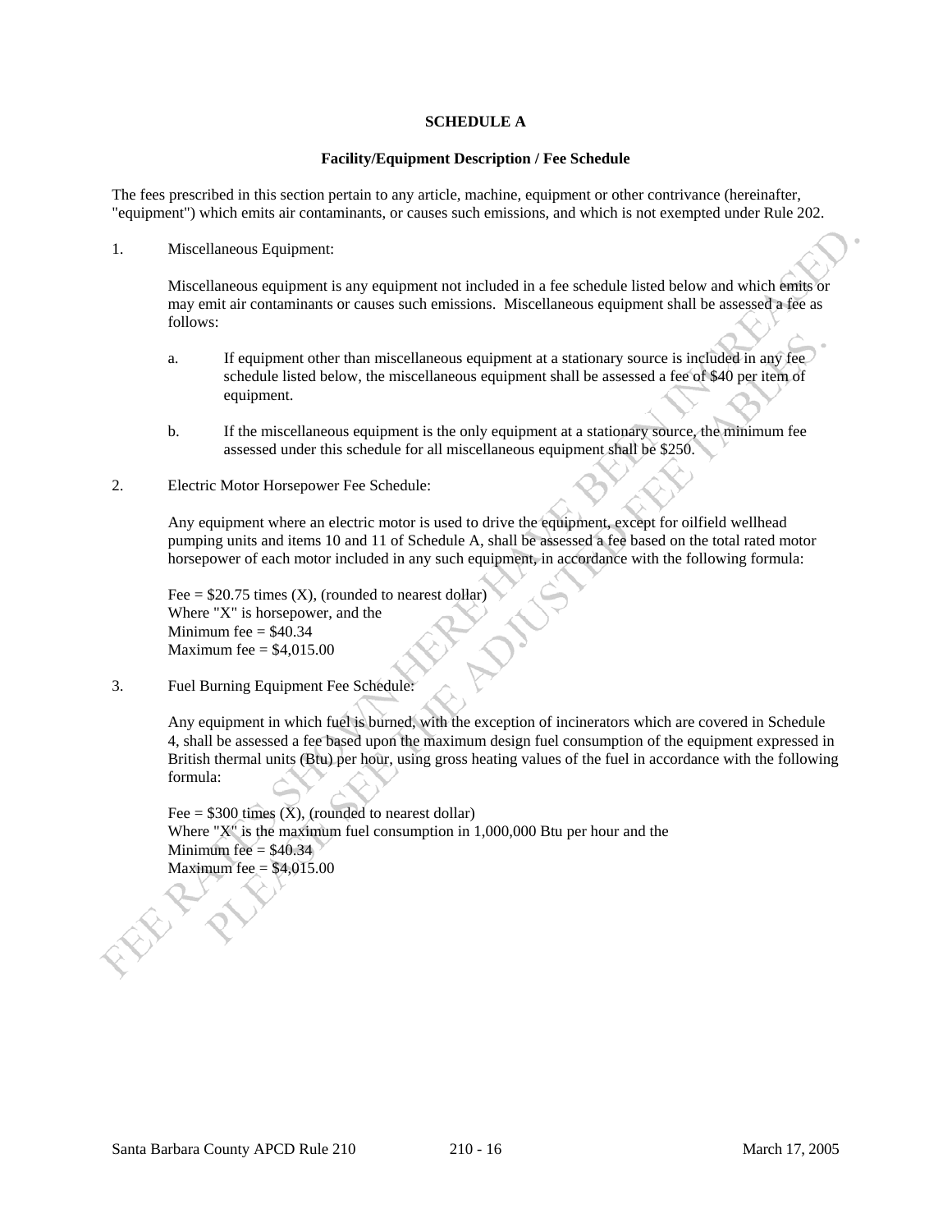**SCHEDULE A**

**Facility/Equipment Description / Fee Schedule**

The fees prescribed in this section pertain to any article, machine, equipment or other contrivance (hereinafter, "equipment") which emits air contaminants, or causes such emissions, and which is not exempted under Rule 202.

1. Miscellaneous Equipment:

   Miscellaneous equipment is any equipment not included in a fee schedule listed below and which emits or may emit air contaminants or causes such emissions. Miscellaneous equipment shall be assessed a fee as follows:

   a. If equipment other than miscellaneous equipment at a stationary source is included in any fee schedule listed below, the miscellaneous equipment shall be assessed a fee of $40 per item of equipment.

   b. If the miscellaneous equipment is the only equipment at a stationary source, the minimum fee assessed under this schedule for all miscellaneous equipment shall be $250.

2. Electric Motor Horsepower Fee Schedule:

   Any equipment where an electric motor is used to drive the equipment, except for oilfield wellhead pumping units and items 10 and 11 of Schedule A, shall be assessed a fee based on the total rated motor horsepower of each motor included in any such equipment, in accordance with the following formula:

   Fee = $20.75 times (X), (rounded to nearest dollar)
   Where "X" is horsepower, and the
   Minimum fee = $40.34
   Maximum fee = $4,015.00

3. Fuel Burning Equipment Fee Schedule:

   Any equipment in which fuel is burned, with the exception of incinerators which are covered in Schedule 4, shall be assessed a fee based upon the maximum design fuel consumption of the equipment expressed in British thermal units (Btu) per hour, using gross heating values of the fuel in accordance with the following formula:

   Fee = $300 times (X), (rounded to nearest dollar)
   Where "X" is the maximum fuel consumption in 1,000,000 Btu per hour and the
   Minimum fee = $40.34
   Maximum fee = $4,015.00

FEE RATES SHOWN HERE HAVE BEEN INCREASED. PLEASE SEE THE ADJUSTED FEE TABLES.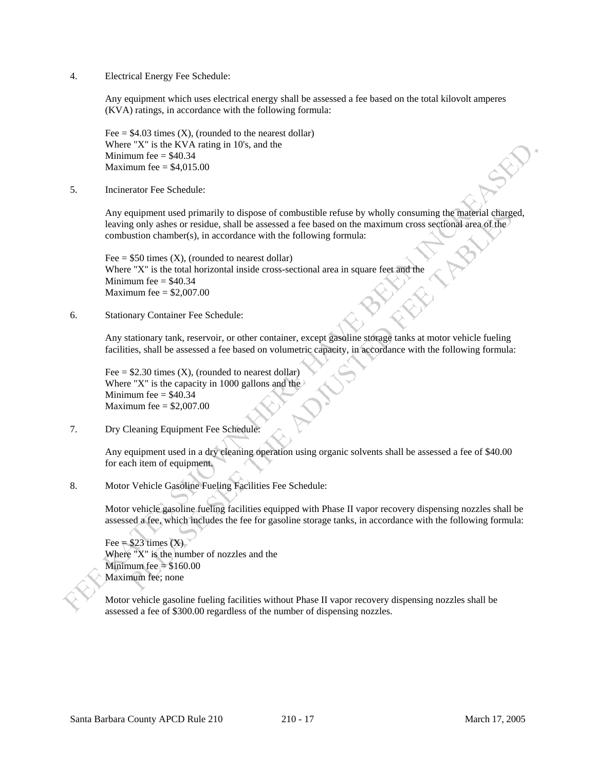4. Electrical Energy Fee Schedule:

   Any equipment which uses electrical energy shall be assessed a fee based on the total kilovolt amperes (KVA) ratings, in accordance with the following formula:

   Fee = $4.03 times (X), (rounded to the nearest dollar)
   Where "X" is the KVA rating in 10's, and the
   Minimum fee = $40.34
   Maximum fee = $4,015.00

5. Incinerator Fee Schedule:

   Any equipment used primarily to dispose of combustible refuse by wholly consuming the material charged, leaving only ashes or residue, shall be assessed a fee based on the maximum cross sectional area of the combustion chamber(s), in accordance with the following formula:

   Fee = $50 times (X), (rounded to nearest dollar)
   Where "X" is the total horizontal inside cross-sectional area in square feet and the
   Minimum fee = $40.34
   Maximum fee = $2,007.00

6. Stationary Container Fee Schedule:

   Any stationary tank, reservoir, or other container, except gasoline storage tanks at motor vehicle fueling facilities, shall be assessed a fee based on volumetric capacity, in accordance with the following formula:

   Fee = $2.30 times (X), (rounded to nearest dollar)
   Where "X" is the capacity in 1000 gallons and the
   Minimum fee = $40.34
   Maximum fee = $2,007.00

7. Dry Cleaning Equipment Fee Schedule:

   Any equipment used in a dry cleaning operation using organic solvents shall be assessed a fee of $40.00 for each item of equipment.

8. Motor Vehicle Gasoline Fueling Facilities Fee Schedule:

   Motor vehicle gasoline fueling facilities equipped with Phase II vapor recovery dispensing nozzles shall be assessed a fee, which includes the fee for gasoline storage tanks, in accordance with the following formula:

   Fee = $23 times (X)
   Where "X" is the number of nozzles and the
   Minimum fee = $160.00
   Maximum fee; none

   Motor vehicle gasoline fueling facilities without Phase II vapor recovery dispensing nozzles shall be assessed a fee of $300.00 regardless of the number of dispensing nozzles.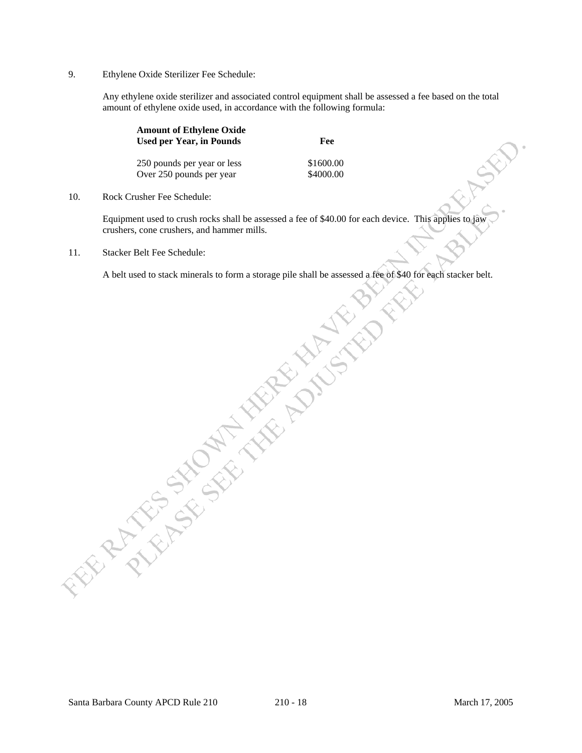9. Ethylene Oxide Sterilizer Fee Schedule:

   Any ethylene oxide sterilizer and associated control equipment shall be assessed a fee based on the total amount of ethylene oxide used, in accordance with the following formula:

| **Amount of Ethylene Oxide Used per Year, in Pounds** | **Fee** |
|---|---|
| 250 pounds per year or less | \$1600.00 |
| Over 250 pounds per year | \$4000.00 |

10. Rock Crusher Fee Schedule:

    Equipment used to crush rocks shall be assessed a fee of \$40.00 for each device. This applies to jaw crushers, cone crushers, and hammer mills.

11. Stacker Belt Fee Schedule:

    A belt used to stack minerals to form a storage pile shall be assessed a fee of \$40 for each stacker belt.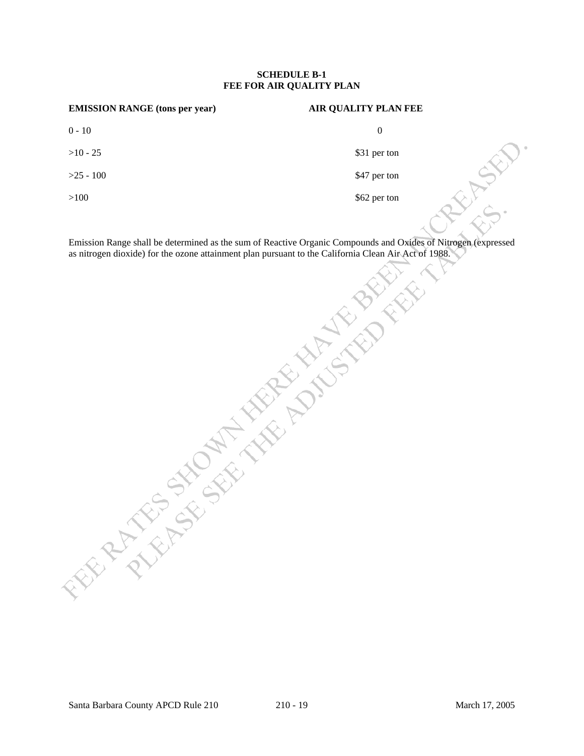**SCHEDULE B-1**
**FEE FOR AIR QUALITY PLAN**

| EMISSION RANGE (tons per year) | AIR QUALITY PLAN FEE |
|---|---|
| 0 - 10 | 0 |
| >10 - 25 | $31 per ton |
| >25 - 100 | $47 per ton |
| >100 | $62 per ton |

Emission Range shall be determined as the sum of Reactive Organic Compounds and Oxides of Nitrogen (expressed as nitrogen dioxide) for the ozone attainment plan pursuant to the California Clean Air Act of 1988.

FEE RATES SHOWN HERE HAVE BEEN INCREASED. PLEASE SEE THE ADJUSTED FEE TABLES.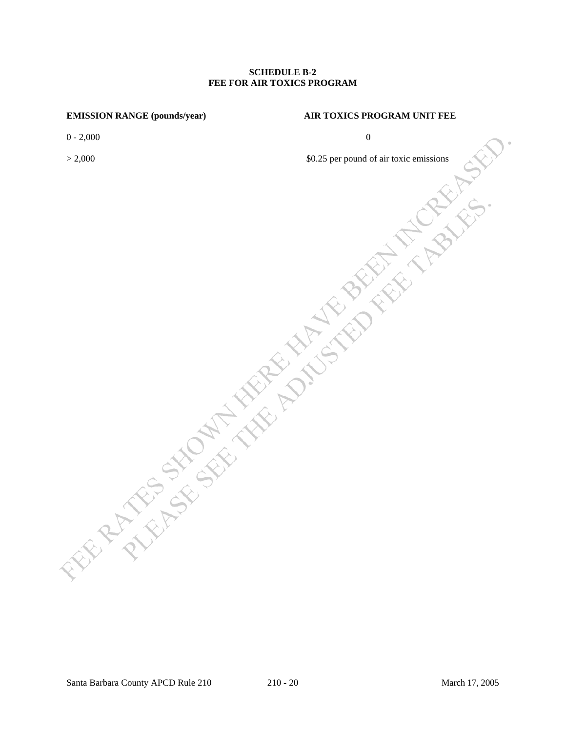**SCHEDULE B-2**
**FEE FOR AIR TOXICS PROGRAM**

| EMISSION RANGE (pounds/year) | AIR TOXICS PROGRAM UNIT FEE |
| --- | --- |
| 0 - 2,000 | 0 |
| > 2,000 | $0.25 per pound of air toxic emissions |

FEE RATES SHOWN HERE HAVE BEEN INCREASED. PLEASE SEE THE ADJUSTED FEE TABLES.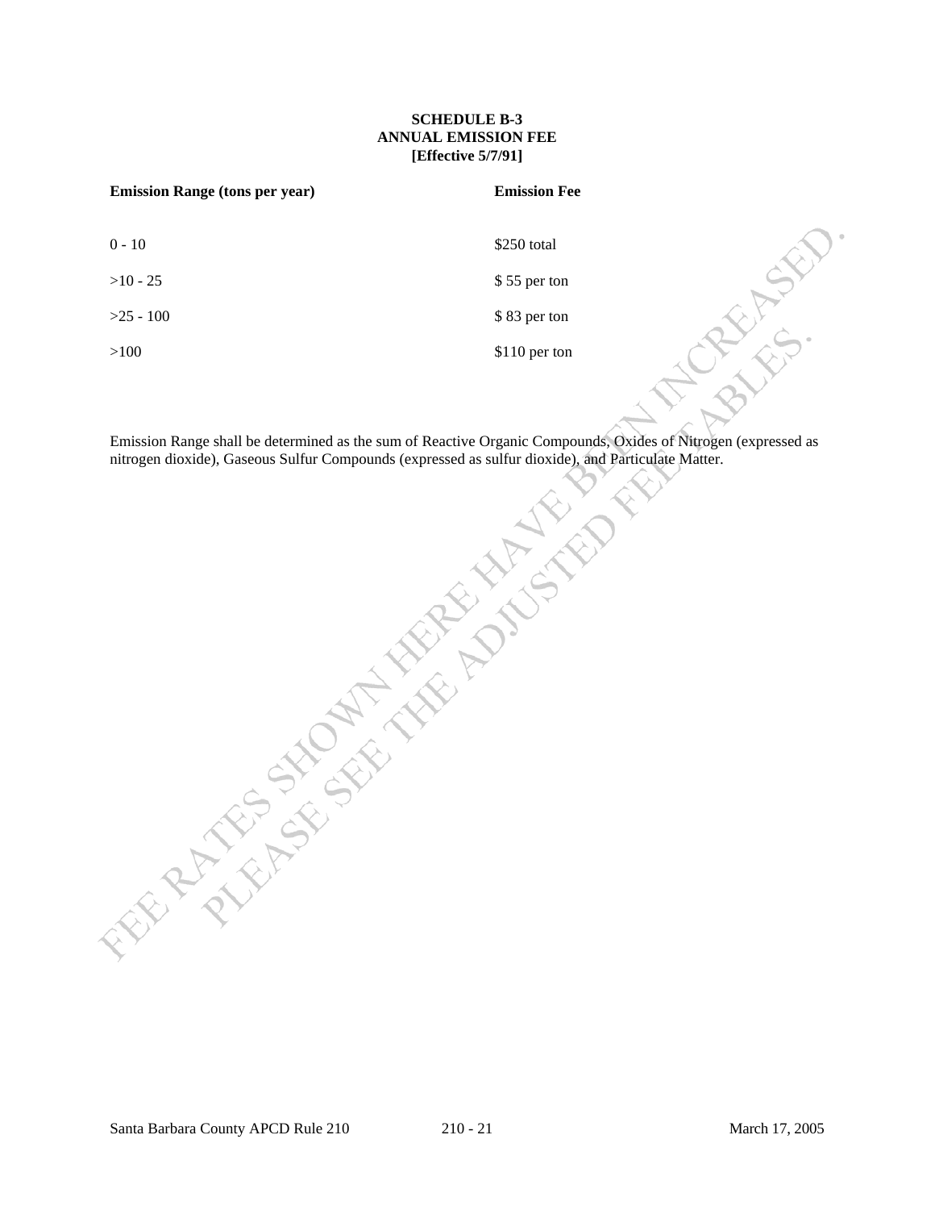**SCHEDULE B-3**
**ANNUAL EMISSION FEE**
**[Effective 5/7/91]**

| Emission Range (tons per year) | Emission Fee |
| --- | --- |
| 0 - 10 | $250 total |
| >10 - 25 | $ 55 per ton |
| >25 - 100 | $ 83 per ton |
| >100 | $110 per ton |

Emission Range shall be determined as the sum of Reactive Organic Compounds, Oxides of Nitrogen (expressed as nitrogen dioxide), Gaseous Sulfur Compounds (expressed as sulfur dioxide), and Particulate Matter.

FEE RATES SHOWN HERE HAVE BEEN INCREASED. PLEASE SEE THE ADJUSTED FEE TABLES.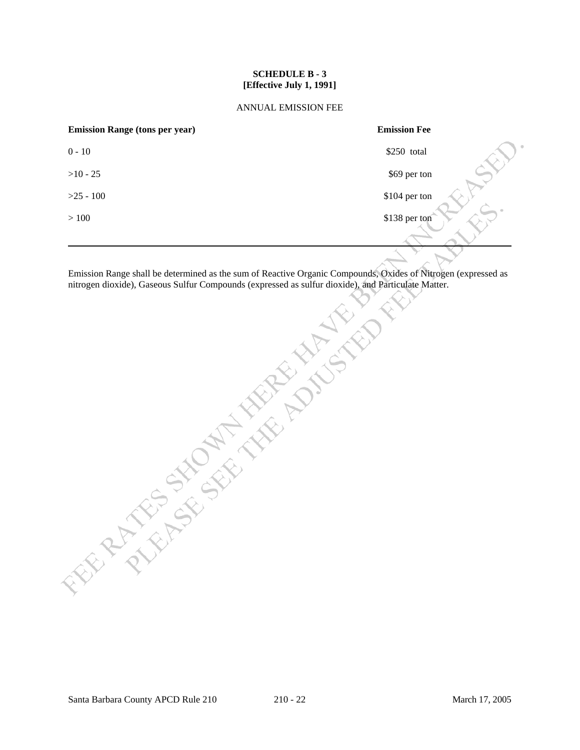**SCHEDULE B - 3**
**[Effective July 1, 1991]**

ANNUAL EMISSION FEE

| Emission Range (tons per year) | Emission Fee |
| --- | --- |
| 0 - 10 | $250 total |
| >10 - 25 | $69 per ton |
| >25 - 100 | $104 per ton |
| > 100 | $138 per ton |

Emission Range shall be determined as the sum of Reactive Organic Compounds, Oxides of Nitrogen (expressed as nitrogen dioxide), Gaseous Sulfur Compounds (expressed as sulfur dioxide), and Particulate Matter.

FEE RATES SHOWN HERE HAVE BEEN INCREASED. PLEASE SEE THE ADJUSTED FEE TABLES.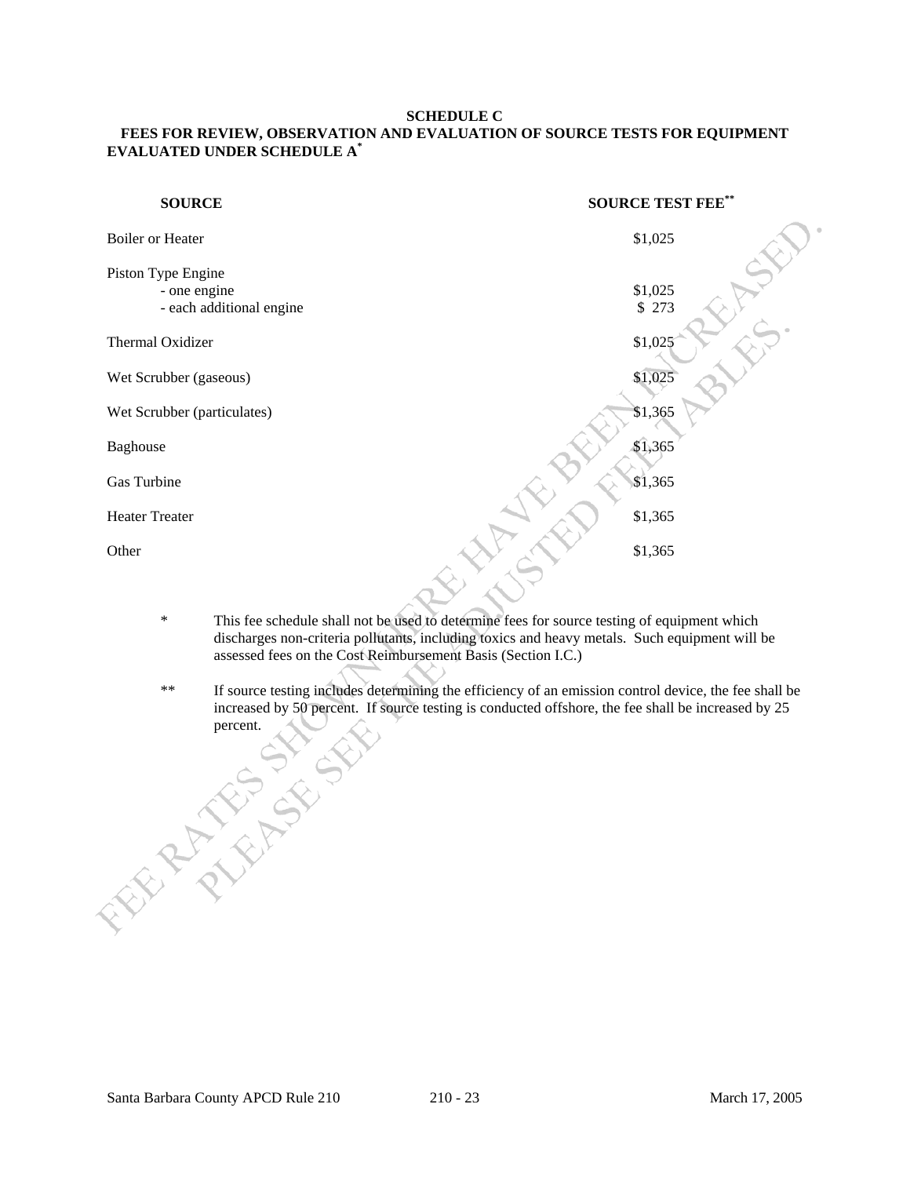**SCHEDULE C**

**FEES FOR REVIEW, OBSERVATION AND EVALUATION OF SOURCE TESTS FOR EQUIPMENT EVALUATED UNDER SCHEDULE A***

FEE RATES SHOWN HERE HAVE BEEN INCREASED. PLEASE SEE THE ADJUSTED FEE TABLES.

| SOURCE | SOURCE TEST FEE** |
|---|---|
| Boiler or Heater | $1,025 |
| Piston Type Engine | |
| - one engine | $1,025 |
| - each additional engine | $ 273 |
| Thermal Oxidizer | $1,025 |
| Wet Scrubber (gaseous) | $1,025 |
| Wet Scrubber (particulates) | $1,365 |
| Baghouse | $1,365 |
| Gas Turbine | $1,365 |
| Heater Treater | $1,365 |
| Other | $1,365 |

\* This fee schedule shall not be used to determine fees for source testing of equipment which discharges non-criteria pollutants, including toxics and heavy metals. Such equipment will be assessed fees on the Cost Reimbursement Basis (Section I.C.)

\*\* If source testing includes determining the efficiency of an emission control device, the fee shall be increased by 50 percent. If source testing is conducted offshore, the fee shall be increased by 25 percent.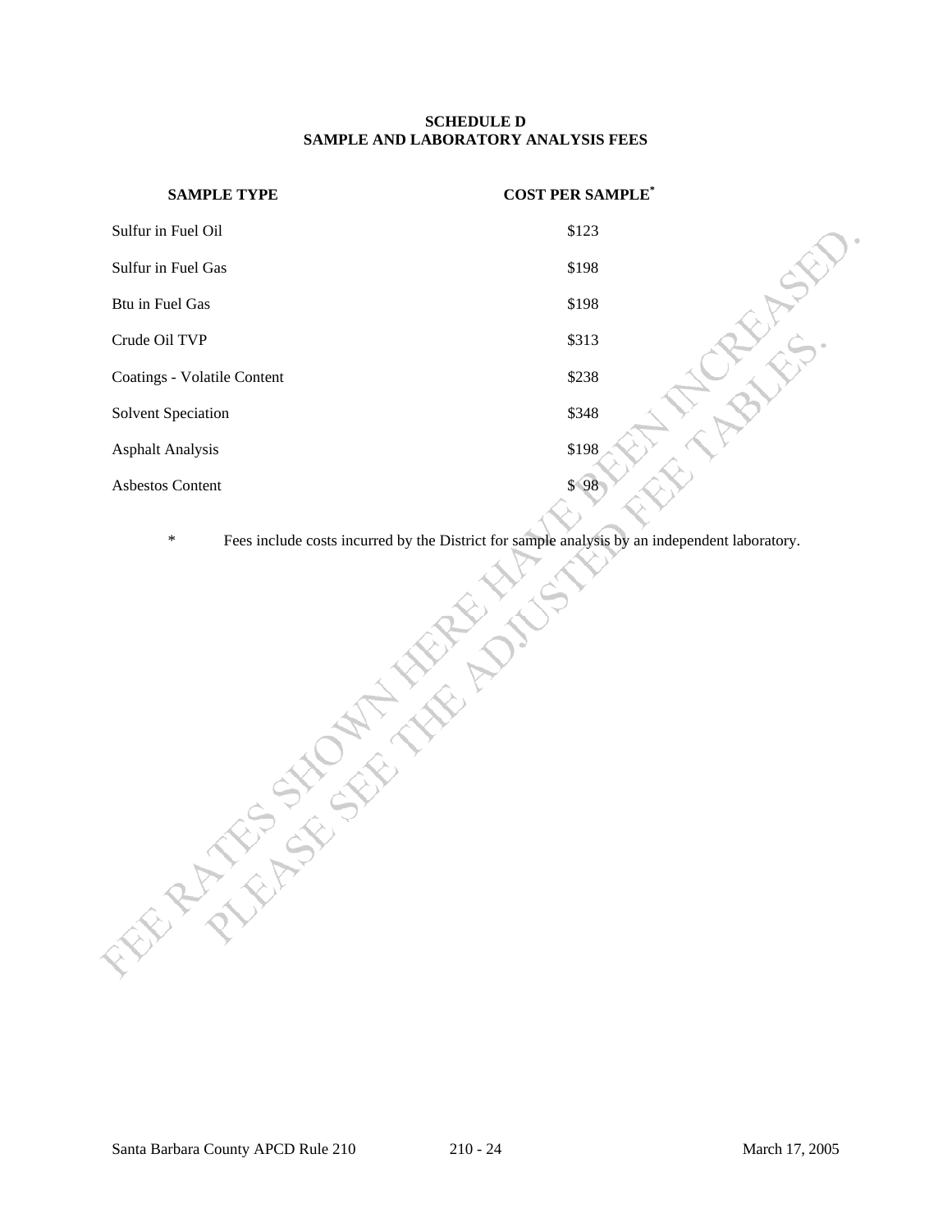# SCHEDULE D
## SAMPLE AND LABORATORY ANALYSIS FEES

| SAMPLE TYPE | COST PER SAMPLE* |
|---|---|
| Sulfur in Fuel Oil | $123 |
| Sulfur in Fuel Gas | $198 |
| Btu in Fuel Gas | $198 |
| Crude Oil TVP | $313 |
| Coatings - Volatile Content | $238 |
| Solvent Speciation | $348 |
| Asphalt Analysis | $198 |
| Asbestos Content | $ 98 |

\* Fees include costs incurred by the District for sample analysis by an independent laboratory.

FEE RATES SHOWN HERE HAVE BEEN INCREASED. PLEASE SEE THE ADJUSTED FEE TABLES.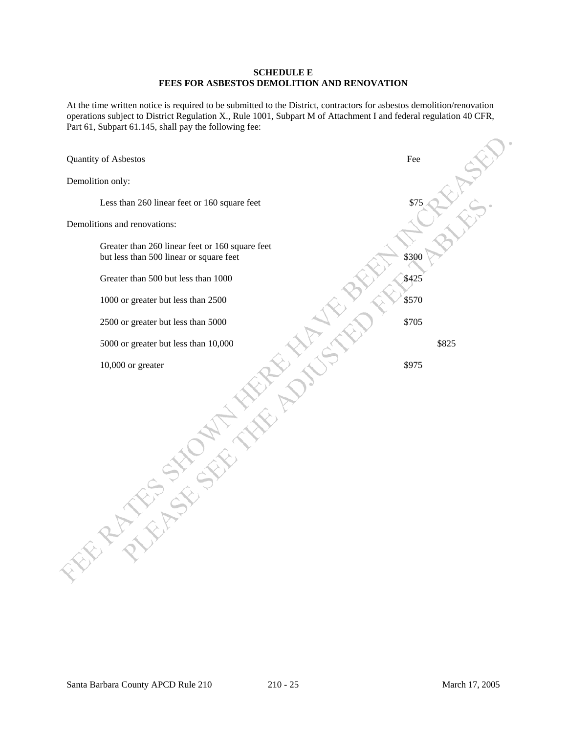**SCHEDULE E**
**FEES FOR ASBESTOS DEMOLITION AND RENOVATION**

At the time written notice is required to be submitted to the District, contractors for asbestos demolition/renovation operations subject to District Regulation X., Rule 1001, Subpart M of Attachment I and federal regulation 40 CFR, Part 61, Subpart 61.145, shall pay the following fee:

| Quantity of Asbestos | Fee |
|---|---|
| Demolition only: | |
| Less than 260 linear feet or 160 square feet | \$75 |
| Demolitions and renovations: | |
| Greater than 260 linear feet or 160 square feet but less than 500 linear or square feet | \$300 |
| Greater than 500 but less than 1000 | \$425 |
| 1000 or greater but less than 2500 | \$570 |
| 2500 or greater but less than 5000 | \$705 |
| 5000 or greater but less than 10,000 | \$825 |
| 10,000 or greater | \$975 |

FEE RATES SHOWN HERE HAVE BEEN INCREASED. PLEASE SEE THE ADJUSTED FEE TABLES.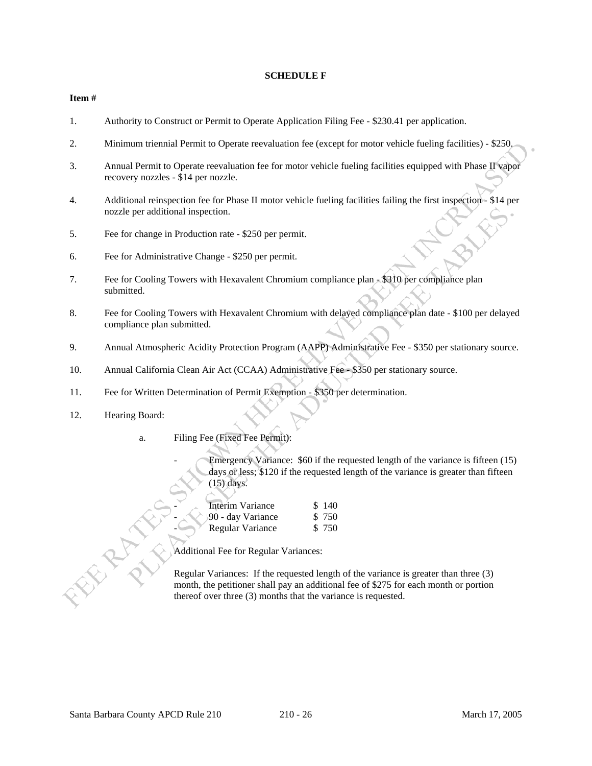**SCHEDULE F**

**Item #**

1. Authority to Construct or Permit to Operate Application Filing Fee - $230.41 per application.

2. Minimum triennial Permit to Operate reevaluation fee (except for motor vehicle fueling facilities) - $250.

3. Annual Permit to Operate reevaluation fee for motor vehicle fueling facilities equipped with Phase II vapor recovery nozzles - $14 per nozzle.

4. Additional reinspection fee for Phase II motor vehicle fueling facilities failing the first inspection - $14 per nozzle per additional inspection.

5. Fee for change in Production rate - $250 per permit.

6. Fee for Administrative Change - $250 per permit.

7. Fee for Cooling Towers with Hexavalent Chromium compliance plan - $310 per compliance plan submitted.

8. Fee for Cooling Towers with Hexavalent Chromium with delayed compliance plan date - $100 per delayed compliance plan submitted.

9. Annual Atmospheric Acidity Protection Program (AAPP) Administrative Fee - $350 per stationary source.

10. Annual California Clean Air Act (CCAA) Administrative Fee - $350 per stationary source.

11. Fee for Written Determination of Permit Exemption - $350 per determination.

12. Hearing Board:

    a. Filing Fee (Fixed Fee Permit):

    - Emergency Variance: $60 if the requested length of the variance is fifteen (15) days or less; $120 if the requested length of the variance is greater than fifteen (15) days.

    | | |
    |---|---|
    | - Interim Variance | $ 140 |
    | - 90 - day Variance | $ 750 |
    | - Regular Variance | $ 750 |

    Additional Fee for Regular Variances:

    Regular Variances: If the requested length of the variance is greater than three (3) month, the petitioner shall pay an additional fee of $275 for each month or portion thereof over three (3) months that the variance is requested.

FEE RATES SHOWN HERE HAVE BEEN INCREASED. PLEASE SEE THE ADJUSTED FEE TABLES.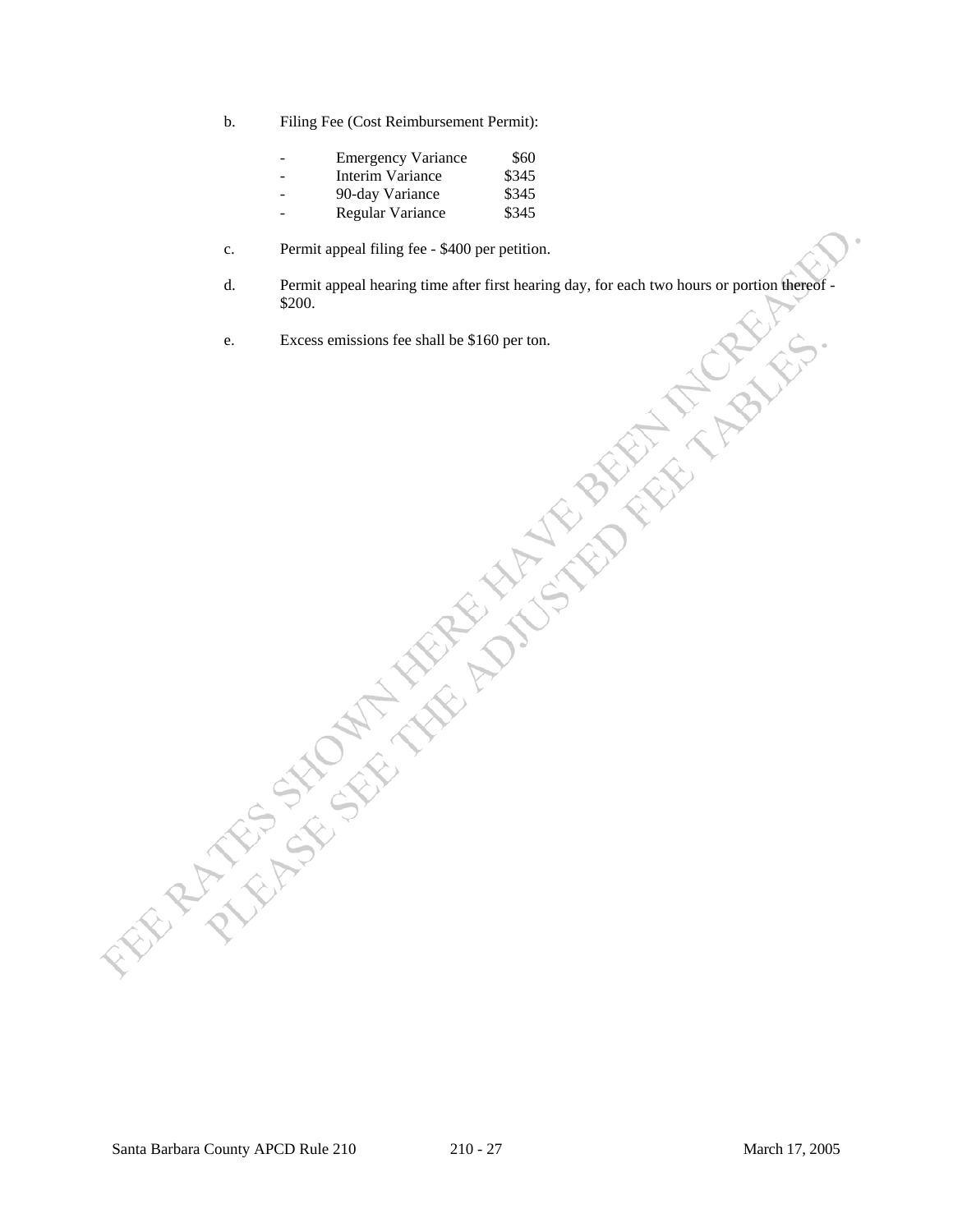b. Filing Fee (Cost Reimbursement Permit):

| | | |
|---|---|---|
| - | Emergency Variance | \$60 |
| - | Interim Variance | \$345 |
| - | 90-day Variance | \$345 |
| - | Regular Variance | \$345 |

c. Permit appeal filing fee - \$400 per petition.

d. Permit appeal hearing time after first hearing day, for each two hours or portion thereof - \$200.

e. Excess emissions fee shall be \$160 per ton.

FEE RATES SHOWN HERE HAVE BEEN INCREASED. PLEASE SEE THE ADJUSTED FEE TABLES.